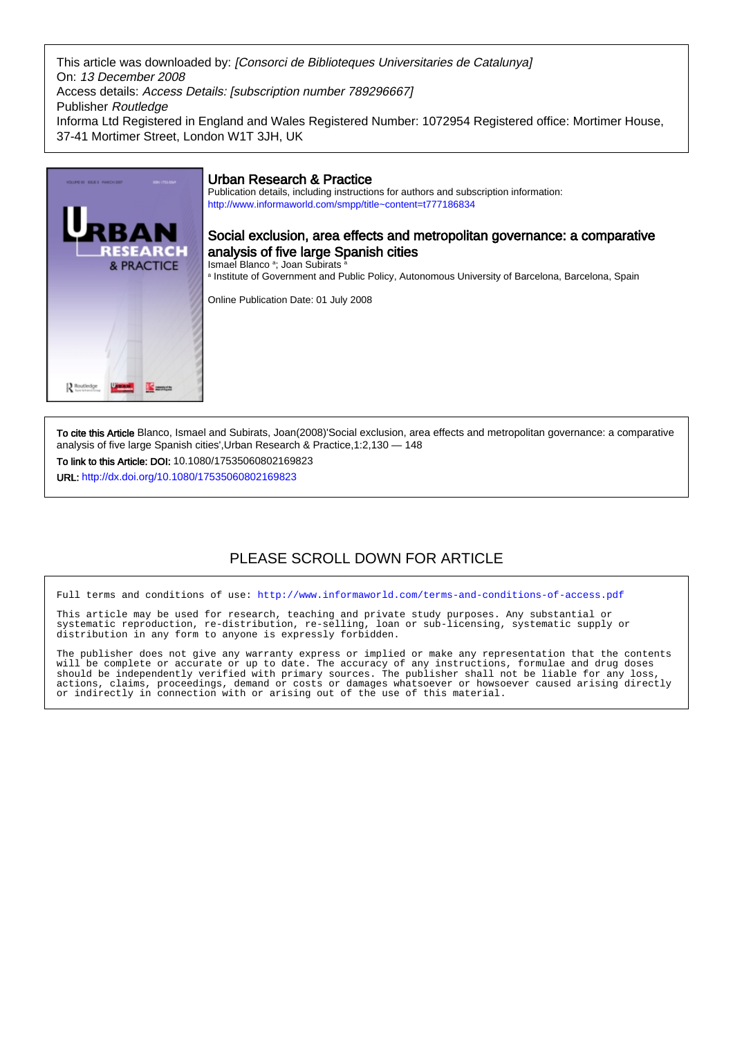This article was downloaded by: *[Consorci de Biblioteques Universitaries de Catalunya]*
On: *13 December 2008*
Access details: *Access Details: [subscription number 789296667]*
Publisher *Routledge*
Informa Ltd Registered in England and Wales Registered Number: 1072954 Registered office: Mortimer House, 37-41 Mortimer Street, London W1T 3JH, UK

## Urban Research & Practice

Publication details, including instructions for authors and subscription information:
http://www.informaworld.com/smpp/title~content=t777186834

# Social exclusion, area effects and metropolitan governance: a comparative analysis of five large Spanish cities

Ismael Blanco [a]; Joan Subirats [a]

[a] Institute of Government and Public Policy, Autonomous University of Barcelona, Barcelona, Spain

Online Publication Date: 01 July 2008

**To cite this Article** Blanco, Ismael and Subirats, Joan(2008)'Social exclusion, area effects and metropolitan governance: a comparative analysis of five large Spanish cities',Urban Research & Practice,1:2,130 — 148

**To link to this Article: DOI:** 10.1080/17535060802169823

**URL:** http://dx.doi.org/10.1080/17535060802169823

PLEASE SCROLL DOWN FOR ARTICLE

Full terms and conditions of use: http://www.informaworld.com/terms-and-conditions-of-access.pdf

This article may be used for research, teaching and private study purposes. Any substantial or systematic reproduction, re-distribution, re-selling, loan or sub-licensing, systematic supply or distribution in any form to anyone is expressly forbidden.

The publisher does not give any warranty express or implied or make any representation that the contents will be complete or accurate or up to date. The accuracy of any instructions, formulae and drug doses should be independently verified with primary sources. The publisher shall not be liable for any loss, actions, claims, proceedings, demand or costs or damages whatsoever or howsoever caused arising directly or indirectly in connection with or arising out of the use of this material.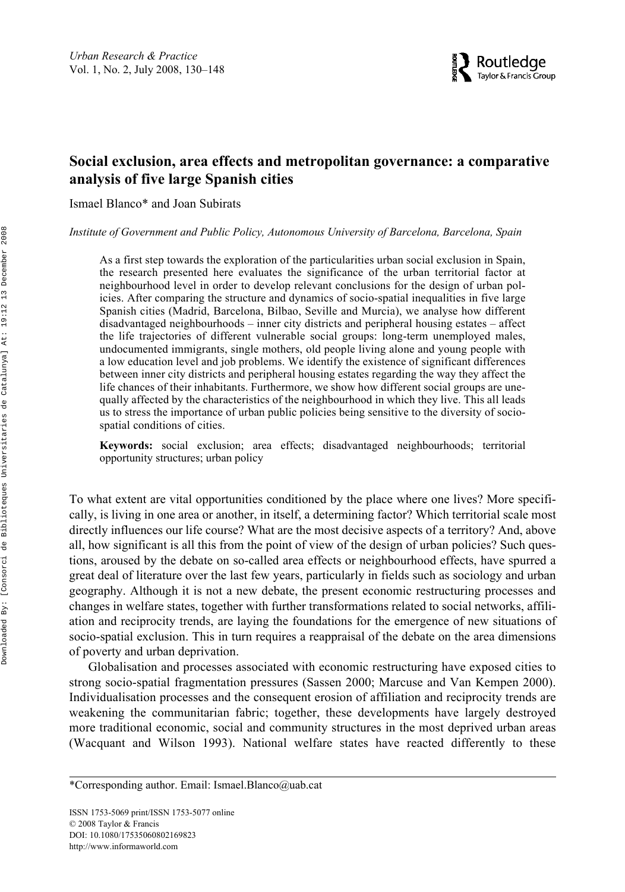# Social exclusion, area effects and metropolitan governance: a comparative analysis of five large Spanish cities

Ismael Blanco* and Joan Subirats

*Institute of Government and Public Policy, Autonomous University of Barcelona, Barcelona, Spain*

As a first step towards the exploration of the particularities urban social exclusion in Spain, the research presented here evaluates the significance of the urban territorial factor at neighbourhood level in order to develop relevant conclusions for the design of urban policies. After comparing the structure and dynamics of socio-spatial inequalities in five large Spanish cities (Madrid, Barcelona, Bilbao, Seville and Murcia), we analyse how different disadvantaged neighbourhoods – inner city districts and peripheral housing estates – affect the life trajectories of different vulnerable social groups: long-term unemployed males, undocumented immigrants, single mothers, old people living alone and young people with a low education level and job problems. We identify the existence of significant differences between inner city districts and peripheral housing estates regarding the way they affect the life chances of their inhabitants. Furthermore, we show how different social groups are unequally affected by the characteristics of the neighbourhood in which they live. This all leads us to stress the importance of urban public policies being sensitive to the diversity of socio-spatial conditions of cities.

**Keywords:** social exclusion; area effects; disadvantaged neighbourhoods; territorial opportunity structures; urban policy

To what extent are vital opportunities conditioned by the place where one lives? More specifically, is living in one area or another, in itself, a determining factor? Which territorial scale most directly influences our life course? What are the most decisive aspects of a territory? And, above all, how significant is all this from the point of view of the design of urban policies? Such questions, aroused by the debate on so-called area effects or neighbourhood effects, have spurred a great deal of literature over the last few years, particularly in fields such as sociology and urban geography. Although it is not a new debate, the present economic restructuring processes and changes in welfare states, together with further transformations related to social networks, affiliation and reciprocity trends, are laying the foundations for the emergence of new situations of socio-spatial exclusion. This in turn requires a reappraisal of the debate on the area dimensions of poverty and urban deprivation.

Globalisation and processes associated with economic restructuring have exposed cities to strong socio-spatial fragmentation pressures (Sassen 2000; Marcuse and Van Kempen 2000). Individualisation processes and the consequent erosion of affiliation and reciprocity trends are weakening the communitarian fabric; together, these developments have largely destroyed more traditional economic, social and community structures in the most deprived urban areas (Wacquant and Wilson 1993). National welfare states have reacted differently to these

*Corresponding author. Email: Ismael.Blanco@uab.cat

ISSN 1753-5069 print/ISSN 1753-5077 online
© 2008 Taylor & Francis
DOI: 10.1080/17535060802169823
http://www.informaworld.com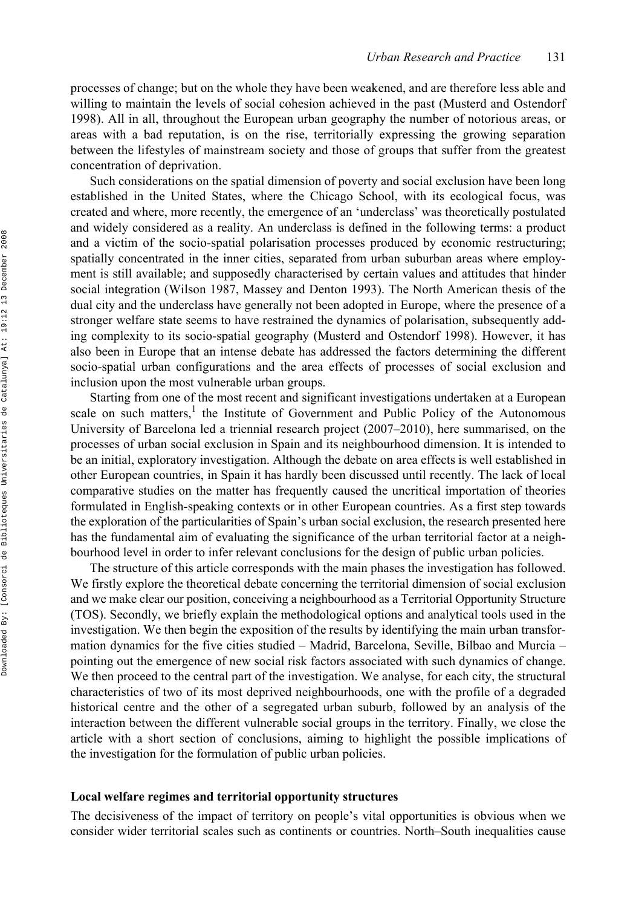processes of change; but on the whole they have been weakened, and are therefore less able and willing to maintain the levels of social cohesion achieved in the past (Musterd and Ostendorf 1998). All in all, throughout the European urban geography the number of notorious areas, or areas with a bad reputation, is on the rise, territorially expressing the growing separation between the lifestyles of mainstream society and those of groups that suffer from the greatest concentration of deprivation.

Such considerations on the spatial dimension of poverty and social exclusion have been long established in the United States, where the Chicago School, with its ecological focus, was created and where, more recently, the emergence of an 'underclass' was theoretically postulated and widely considered as a reality. An underclass is defined in the following terms: a product and a victim of the socio-spatial polarisation processes produced by economic restructuring; spatially concentrated in the inner cities, separated from urban suburban areas where employment is still available; and supposedly characterised by certain values and attitudes that hinder social integration (Wilson 1987, Massey and Denton 1993). The North American thesis of the dual city and the underclass have generally not been adopted in Europe, where the presence of a stronger welfare state seems to have restrained the dynamics of polarisation, subsequently adding complexity to its socio-spatial geography (Musterd and Ostendorf 1998). However, it has also been in Europe that an intense debate has addressed the factors determining the different socio-spatial urban configurations and the area effects of processes of social exclusion and inclusion upon the most vulnerable urban groups.

Starting from one of the most recent and significant investigations undertaken at a European scale on such matters,[1] the Institute of Government and Public Policy of the Autonomous University of Barcelona led a triennial research project (2007–2010), here summarised, on the processes of urban social exclusion in Spain and its neighbourhood dimension. It is intended to be an initial, exploratory investigation. Although the debate on area effects is well established in other European countries, in Spain it has hardly been discussed until recently. The lack of local comparative studies on the matter has frequently caused the uncritical importation of theories formulated in English-speaking contexts or in other European countries. As a first step towards the exploration of the particularities of Spain's urban social exclusion, the research presented here has the fundamental aim of evaluating the significance of the urban territorial factor at a neighbourhood level in order to infer relevant conclusions for the design of public urban policies.

The structure of this article corresponds with the main phases the investigation has followed. We firstly explore the theoretical debate concerning the territorial dimension of social exclusion and we make clear our position, conceiving a neighbourhood as a Territorial Opportunity Structure (TOS). Secondly, we briefly explain the methodological options and analytical tools used in the investigation. We then begin the exposition of the results by identifying the main urban transformation dynamics for the five cities studied – Madrid, Barcelona, Seville, Bilbao and Murcia – pointing out the emergence of new social risk factors associated with such dynamics of change. We then proceed to the central part of the investigation. We analyse, for each city, the structural characteristics of two of its most deprived neighbourhoods, one with the profile of a degraded historical centre and the other of a segregated urban suburb, followed by an analysis of the interaction between the different vulnerable social groups in the territory. Finally, we close the article with a short section of conclusions, aiming to highlight the possible implications of the investigation for the formulation of public urban policies.

## Local welfare regimes and territorial opportunity structures

The decisiveness of the impact of territory on people's vital opportunities is obvious when we consider wider territorial scales such as continents or countries. North–South inequalities cause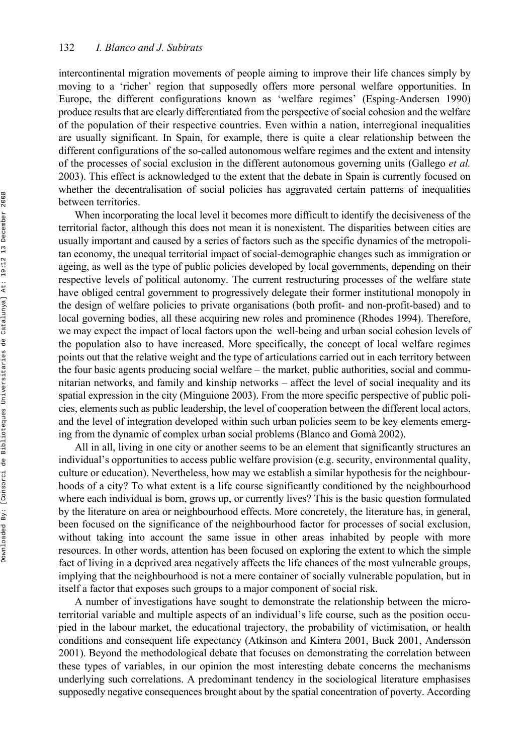intercontinental migration movements of people aiming to improve their life chances simply by moving to a 'richer' region that supposedly offers more personal welfare opportunities. In Europe, the different configurations known as 'welfare regimes' (Esping-Andersen 1990) produce results that are clearly differentiated from the perspective of social cohesion and the welfare of the population of their respective countries. Even within a nation, interregional inequalities are usually significant. In Spain, for example, there is quite a clear relationship between the different configurations of the so-called autonomous welfare regimes and the extent and intensity of the processes of social exclusion in the different autonomous governing units (Gallego *et al.* 2003). This effect is acknowledged to the extent that the debate in Spain is currently focused on whether the decentralisation of social policies has aggravated certain patterns of inequalities between territories.

When incorporating the local level it becomes more difficult to identify the decisiveness of the territorial factor, although this does not mean it is nonexistent. The disparities between cities are usually important and caused by a series of factors such as the specific dynamics of the metropolitan economy, the unequal territorial impact of social-demographic changes such as immigration or ageing, as well as the type of public policies developed by local governments, depending on their respective levels of political autonomy. The current restructuring processes of the welfare state have obliged central government to progressively delegate their former institutional monopoly in the design of welfare policies to private organisations (both profit- and non-profit-based) and to local governing bodies, all these acquiring new roles and prominence (Rhodes 1994). Therefore, we may expect the impact of local factors upon the well-being and urban social cohesion levels of the population also to have increased. More specifically, the concept of local welfare regimes points out that the relative weight and the type of articulations carried out in each territory between the four basic agents producing social welfare – the market, public authorities, social and communitarian networks, and family and kinship networks – affect the level of social inequality and its spatial expression in the city (Minguione 2003). From the more specific perspective of public policies, elements such as public leadership, the level of cooperation between the different local actors, and the level of integration developed within such urban policies seem to be key elements emerging from the dynamic of complex urban social problems (Blanco and Gomà 2002).

All in all, living in one city or another seems to be an element that significantly structures an individual's opportunities to access public welfare provision (e.g. security, environmental quality, culture or education). Nevertheless, how may we establish a similar hypothesis for the neighbourhoods of a city? To what extent is a life course significantly conditioned by the neighbourhood where each individual is born, grows up, or currently lives? This is the basic question formulated by the literature on area or neighbourhood effects. More concretely, the literature has, in general, been focused on the significance of the neighbourhood factor for processes of social exclusion, without taking into account the same issue in other areas inhabited by people with more resources. In other words, attention has been focused on exploring the extent to which the simple fact of living in a deprived area negatively affects the life chances of the most vulnerable groups, implying that the neighbourhood is not a mere container of socially vulnerable population, but in itself a factor that exposes such groups to a major component of social risk.

A number of investigations have sought to demonstrate the relationship between the micro-territorial variable and multiple aspects of an individual's life course, such as the position occupied in the labour market, the educational trajectory, the probability of victimisation, or health conditions and consequent life expectancy (Atkinson and Kintera 2001, Buck 2001, Andersson 2001). Beyond the methodological debate that focuses on demonstrating the correlation between these types of variables, in our opinion the most interesting debate concerns the mechanisms underlying such correlations. A predominant tendency in the sociological literature emphasises supposedly negative consequences brought about by the spatial concentration of poverty. According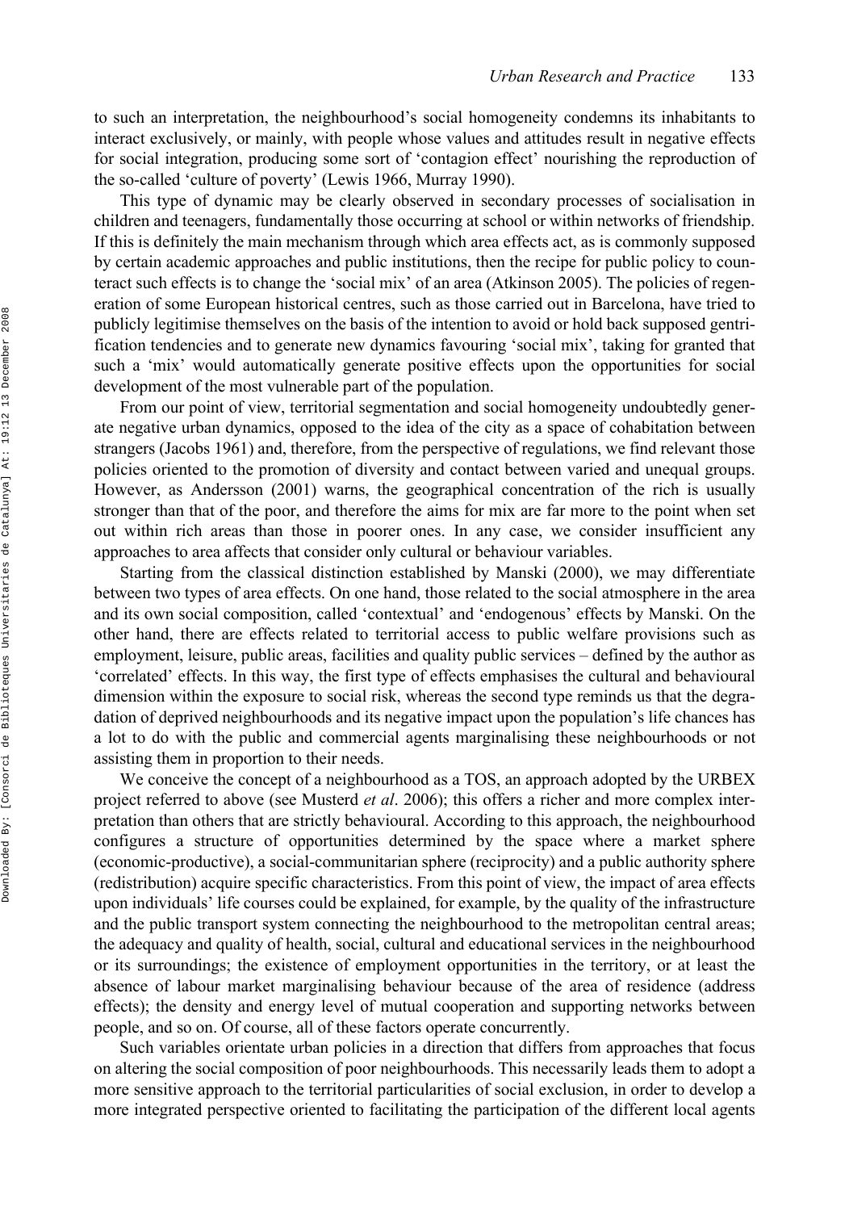to such an interpretation, the neighbourhood's social homogeneity condemns its inhabitants to interact exclusively, or mainly, with people whose values and attitudes result in negative effects for social integration, producing some sort of 'contagion effect' nourishing the reproduction of the so-called 'culture of poverty' (Lewis 1966, Murray 1990).

This type of dynamic may be clearly observed in secondary processes of socialisation in children and teenagers, fundamentally those occurring at school or within networks of friendship. If this is definitely the main mechanism through which area effects act, as is commonly supposed by certain academic approaches and public institutions, then the recipe for public policy to counteract such effects is to change the 'social mix' of an area (Atkinson 2005). The policies of regeneration of some European historical centres, such as those carried out in Barcelona, have tried to publicly legitimise themselves on the basis of the intention to avoid or hold back supposed gentrification tendencies and to generate new dynamics favouring 'social mix', taking for granted that such a 'mix' would automatically generate positive effects upon the opportunities for social development of the most vulnerable part of the population.

From our point of view, territorial segmentation and social homogeneity undoubtedly generate negative urban dynamics, opposed to the idea of the city as a space of cohabitation between strangers (Jacobs 1961) and, therefore, from the perspective of regulations, we find relevant those policies oriented to the promotion of diversity and contact between varied and unequal groups. However, as Andersson (2001) warns, the geographical concentration of the rich is usually stronger than that of the poor, and therefore the aims for mix are far more to the point when set out within rich areas than those in poorer ones. In any case, we consider insufficient any approaches to area affects that consider only cultural or behaviour variables.

Starting from the classical distinction established by Manski (2000), we may differentiate between two types of area effects. On one hand, those related to the social atmosphere in the area and its own social composition, called 'contextual' and 'endogenous' effects by Manski. On the other hand, there are effects related to territorial access to public welfare provisions such as employment, leisure, public areas, facilities and quality public services – defined by the author as 'correlated' effects. In this way, the first type of effects emphasises the cultural and behavioural dimension within the exposure to social risk, whereas the second type reminds us that the degradation of deprived neighbourhoods and its negative impact upon the population's life chances has a lot to do with the public and commercial agents marginalising these neighbourhoods or not assisting them in proportion to their needs.

We conceive the concept of a neighbourhood as a TOS, an approach adopted by the URBEX project referred to above (see Musterd *et al*. 2006); this offers a richer and more complex interpretation than others that are strictly behavioural. According to this approach, the neighbourhood configures a structure of opportunities determined by the space where a market sphere (economic-productive), a social-communitarian sphere (reciprocity) and a public authority sphere (redistribution) acquire specific characteristics. From this point of view, the impact of area effects upon individuals' life courses could be explained, for example, by the quality of the infrastructure and the public transport system connecting the neighbourhood to the metropolitan central areas; the adequacy and quality of health, social, cultural and educational services in the neighbourhood or its surroundings; the existence of employment opportunities in the territory, or at least the absence of labour market marginalising behaviour because of the area of residence (address effects); the density and energy level of mutual cooperation and supporting networks between people, and so on. Of course, all of these factors operate concurrently.

Such variables orientate urban policies in a direction that differs from approaches that focus on altering the social composition of poor neighbourhoods. This necessarily leads them to adopt a more sensitive approach to the territorial particularities of social exclusion, in order to develop a more integrated perspective oriented to facilitating the participation of the different local agents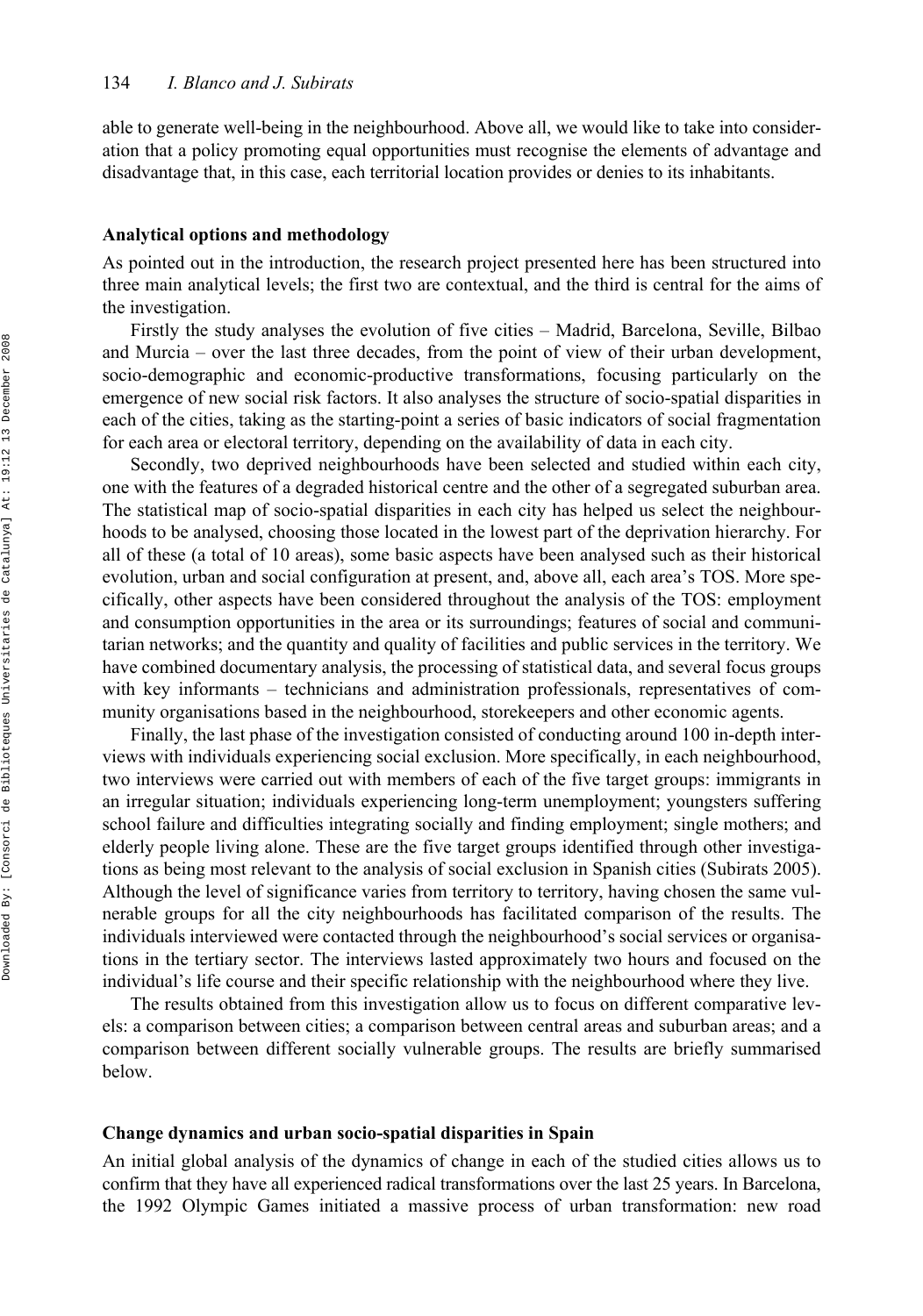able to generate well-being in the neighbourhood. Above all, we would like to take into consideration that a policy promoting equal opportunities must recognise the elements of advantage and disadvantage that, in this case, each territorial location provides or denies to its inhabitants.

## Analytical options and methodology

As pointed out in the introduction, the research project presented here has been structured into three main analytical levels; the first two are contextual, and the third is central for the aims of the investigation.

Firstly the study analyses the evolution of five cities – Madrid, Barcelona, Seville, Bilbao and Murcia – over the last three decades, from the point of view of their urban development, socio-demographic and economic-productive transformations, focusing particularly on the emergence of new social risk factors. It also analyses the structure of socio-spatial disparities in each of the cities, taking as the starting-point a series of basic indicators of social fragmentation for each area or electoral territory, depending on the availability of data in each city.

Secondly, two deprived neighbourhoods have been selected and studied within each city, one with the features of a degraded historical centre and the other of a segregated suburban area. The statistical map of socio-spatial disparities in each city has helped us select the neighbourhoods to be analysed, choosing those located in the lowest part of the deprivation hierarchy. For all of these (a total of 10 areas), some basic aspects have been analysed such as their historical evolution, urban and social configuration at present, and, above all, each area's TOS. More specifically, other aspects have been considered throughout the analysis of the TOS: employment and consumption opportunities in the area or its surroundings; features of social and communitarian networks; and the quantity and quality of facilities and public services in the territory. We have combined documentary analysis, the processing of statistical data, and several focus groups with key informants – technicians and administration professionals, representatives of community organisations based in the neighbourhood, storekeepers and other economic agents.

Finally, the last phase of the investigation consisted of conducting around 100 in-depth interviews with individuals experiencing social exclusion. More specifically, in each neighbourhood, two interviews were carried out with members of each of the five target groups: immigrants in an irregular situation; individuals experiencing long-term unemployment; youngsters suffering school failure and difficulties integrating socially and finding employment; single mothers; and elderly people living alone. These are the five target groups identified through other investigations as being most relevant to the analysis of social exclusion in Spanish cities (Subirats 2005). Although the level of significance varies from territory to territory, having chosen the same vulnerable groups for all the city neighbourhoods has facilitated comparison of the results. The individuals interviewed were contacted through the neighbourhood's social services or organisations in the tertiary sector. The interviews lasted approximately two hours and focused on the individual's life course and their specific relationship with the neighbourhood where they live.

The results obtained from this investigation allow us to focus on different comparative levels: a comparison between cities; a comparison between central areas and suburban areas; and a comparison between different socially vulnerable groups. The results are briefly summarised below.

## Change dynamics and urban socio-spatial disparities in Spain

An initial global analysis of the dynamics of change in each of the studied cities allows us to confirm that they have all experienced radical transformations over the last 25 years. In Barcelona, the 1992 Olympic Games initiated a massive process of urban transformation: new road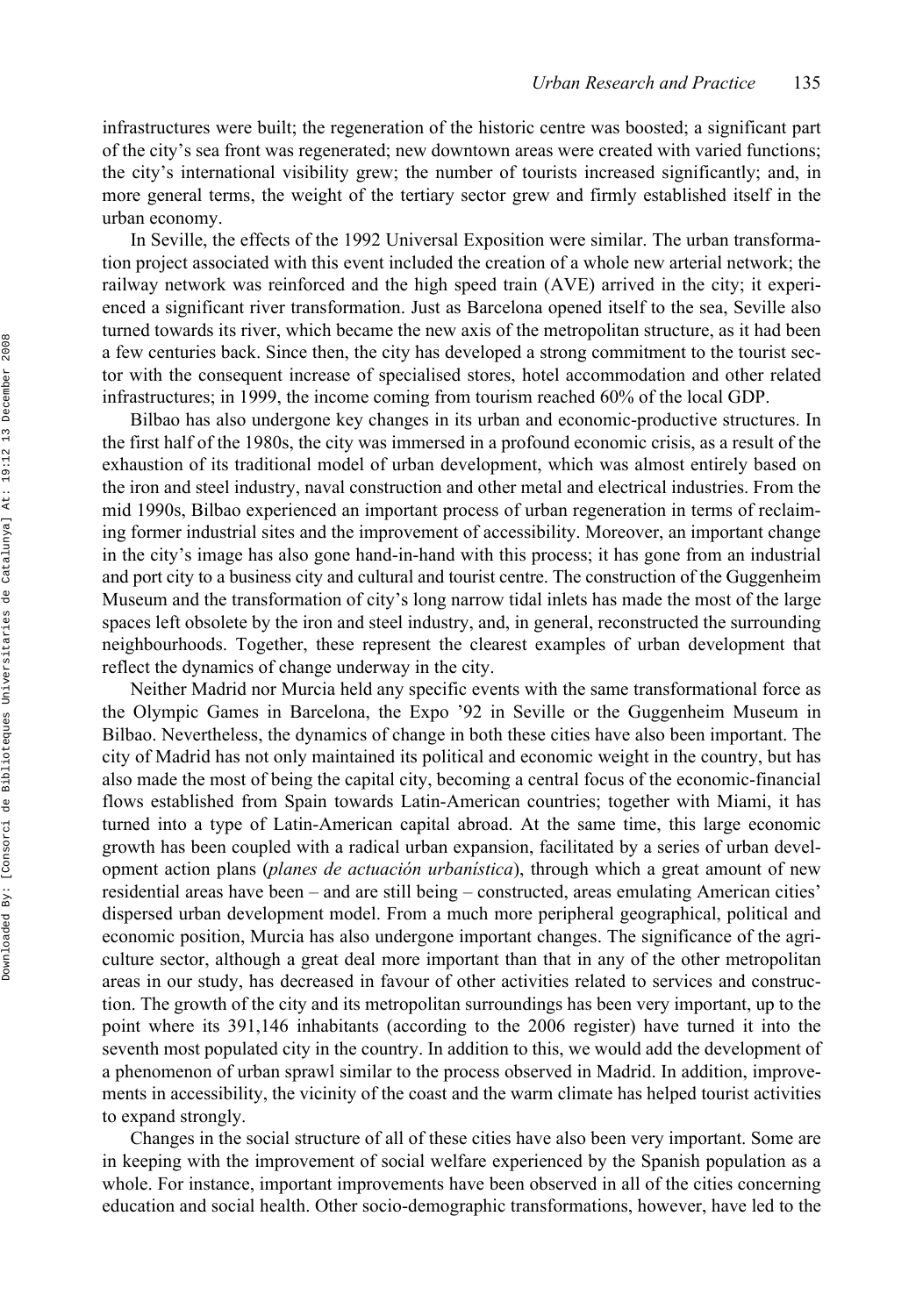infrastructures were built; the regeneration of the historic centre was boosted; a significant part of the city's sea front was regenerated; new downtown areas were created with varied functions; the city's international visibility grew; the number of tourists increased significantly; and, in more general terms, the weight of the tertiary sector grew and firmly established itself in the urban economy.

In Seville, the effects of the 1992 Universal Exposition were similar. The urban transformation project associated with this event included the creation of a whole new arterial network; the railway network was reinforced and the high speed train (AVE) arrived in the city; it experienced a significant river transformation. Just as Barcelona opened itself to the sea, Seville also turned towards its river, which became the new axis of the metropolitan structure, as it had been a few centuries back. Since then, the city has developed a strong commitment to the tourist sector with the consequent increase of specialised stores, hotel accommodation and other related infrastructures; in 1999, the income coming from tourism reached 60% of the local GDP.

Bilbao has also undergone key changes in its urban and economic-productive structures. In the first half of the 1980s, the city was immersed in a profound economic crisis, as a result of the exhaustion of its traditional model of urban development, which was almost entirely based on the iron and steel industry, naval construction and other metal and electrical industries. From the mid 1990s, Bilbao experienced an important process of urban regeneration in terms of reclaiming former industrial sites and the improvement of accessibility. Moreover, an important change in the city's image has also gone hand-in-hand with this process; it has gone from an industrial and port city to a business city and cultural and tourist centre. The construction of the Guggenheim Museum and the transformation of city's long narrow tidal inlets has made the most of the large spaces left obsolete by the iron and steel industry, and, in general, reconstructed the surrounding neighbourhoods. Together, these represent the clearest examples of urban development that reflect the dynamics of change underway in the city.

Neither Madrid nor Murcia held any specific events with the same transformational force as the Olympic Games in Barcelona, the Expo '92 in Seville or the Guggenheim Museum in Bilbao. Nevertheless, the dynamics of change in both these cities have also been important. The city of Madrid has not only maintained its political and economic weight in the country, but has also made the most of being the capital city, becoming a central focus of the economic-financial flows established from Spain towards Latin-American countries; together with Miami, it has turned into a type of Latin-American capital abroad. At the same time, this large economic growth has been coupled with a radical urban expansion, facilitated by a series of urban development action plans (*planes de actuación urbanística*), through which a great amount of new residential areas have been – and are still being – constructed, areas emulating American cities' dispersed urban development model. From a much more peripheral geographical, political and economic position, Murcia has also undergone important changes. The significance of the agriculture sector, although a great deal more important than that in any of the other metropolitan areas in our study, has decreased in favour of other activities related to services and construction. The growth of the city and its metropolitan surroundings has been very important, up to the point where its 391,146 inhabitants (according to the 2006 register) have turned it into the seventh most populated city in the country. In addition to this, we would add the development of a phenomenon of urban sprawl similar to the process observed in Madrid. In addition, improvements in accessibility, the vicinity of the coast and the warm climate has helped tourist activities to expand strongly.

Changes in the social structure of all of these cities have also been very important. Some are in keeping with the improvement of social welfare experienced by the Spanish population as a whole. For instance, important improvements have been observed in all of the cities concerning education and social health. Other socio-demographic transformations, however, have led to the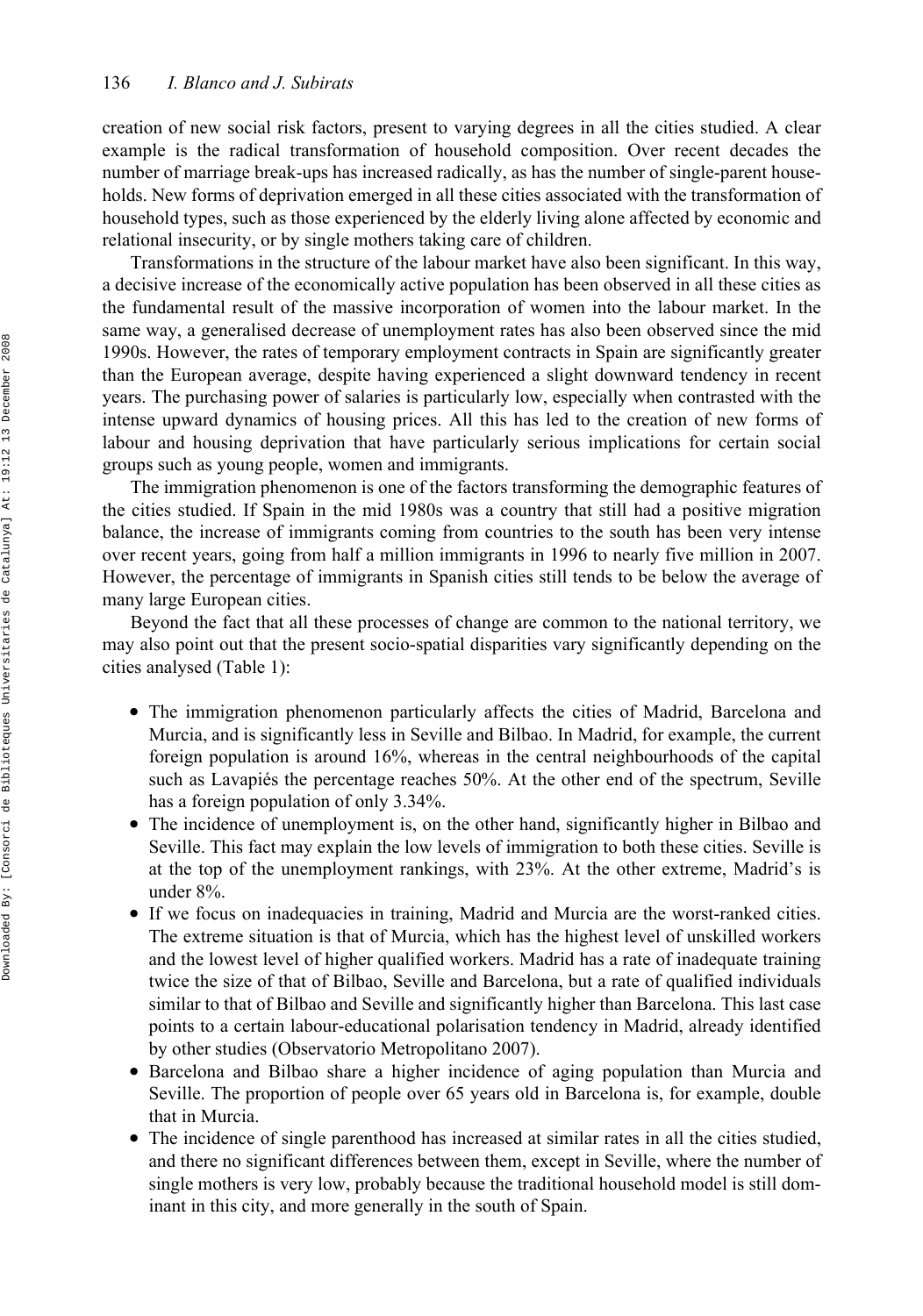creation of new social risk factors, present to varying degrees in all the cities studied. A clear example is the radical transformation of household composition. Over recent decades the number of marriage break-ups has increased radically, as has the number of single-parent households. New forms of deprivation emerged in all these cities associated with the transformation of household types, such as those experienced by the elderly living alone affected by economic and relational insecurity, or by single mothers taking care of children.

Transformations in the structure of the labour market have also been significant. In this way, a decisive increase of the economically active population has been observed in all these cities as the fundamental result of the massive incorporation of women into the labour market. In the same way, a generalised decrease of unemployment rates has also been observed since the mid 1990s. However, the rates of temporary employment contracts in Spain are significantly greater than the European average, despite having experienced a slight downward tendency in recent years. The purchasing power of salaries is particularly low, especially when contrasted with the intense upward dynamics of housing prices. All this has led to the creation of new forms of labour and housing deprivation that have particularly serious implications for certain social groups such as young people, women and immigrants.

The immigration phenomenon is one of the factors transforming the demographic features of the cities studied. If Spain in the mid 1980s was a country that still had a positive migration balance, the increase of immigrants coming from countries to the south has been very intense over recent years, going from half a million immigrants in 1996 to nearly five million in 2007. However, the percentage of immigrants in Spanish cities still tends to be below the average of many large European cities.

Beyond the fact that all these processes of change are common to the national territory, we may also point out that the present socio-spatial disparities vary significantly depending on the cities analysed (Table 1):

- The immigration phenomenon particularly affects the cities of Madrid, Barcelona and Murcia, and is significantly less in Seville and Bilbao. In Madrid, for example, the current foreign population is around 16%, whereas in the central neighbourhoods of the capital such as Lavapiés the percentage reaches 50%. At the other end of the spectrum, Seville has a foreign population of only 3.34%.
- The incidence of unemployment is, on the other hand, significantly higher in Bilbao and Seville. This fact may explain the low levels of immigration to both these cities. Seville is at the top of the unemployment rankings, with 23%. At the other extreme, Madrid's is under 8%.
- If we focus on inadequacies in training, Madrid and Murcia are the worst-ranked cities. The extreme situation is that of Murcia, which has the highest level of unskilled workers and the lowest level of higher qualified workers. Madrid has a rate of inadequate training twice the size of that of Bilbao, Seville and Barcelona, but a rate of qualified individuals similar to that of Bilbao and Seville and significantly higher than Barcelona. This last case points to a certain labour-educational polarisation tendency in Madrid, already identified by other studies (Observatorio Metropolitano 2007).
- Barcelona and Bilbao share a higher incidence of aging population than Murcia and Seville. The proportion of people over 65 years old in Barcelona is, for example, double that in Murcia.
- The incidence of single parenthood has increased at similar rates in all the cities studied, and there no significant differences between them, except in Seville, where the number of single mothers is very low, probably because the traditional household model is still dominant in this city, and more generally in the south of Spain.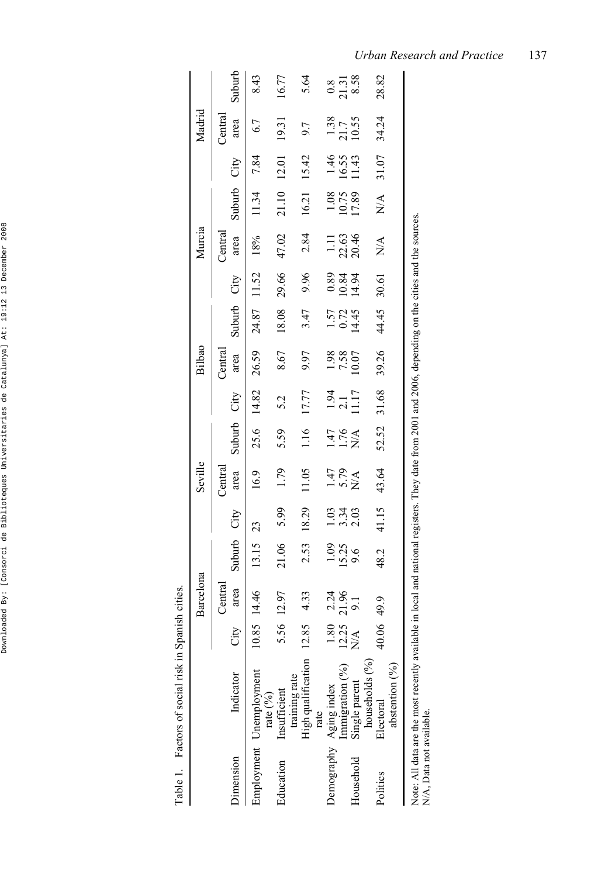Table 1. Factors of social risk in Spanish cities.

| Dimension | Indicator | Barcelona | | | Seville | | | Bilbao | | | Murcia | | | Madrid | | |
|---|---|---|---|---|---|---|---|---|---|---|---|---|---|---|---|---|
| | | City | Central area | Suburb | City | Central area | Suburb | City | Central area | Suburb | City | Central area | Suburb | City | Central area | Suburb |
| Employment | Unemployment rate (%) | 10.85 | 14.46 | 13.15 | 23 | 16.9 | 25.6 | 14.82 | 26.59 | 24.87 | 11.52 | 18% | 11.34 | 7.84 | 6.7 | 8.43 |
| Education | Insufficient training rate | 5.56 | 12.97 | 21.06 | 5.99 | 1.79 | 5.59 | 5.2 | 8.67 | 18.08 | 29.66 | 47.02 | 21.10 | 12.01 | 19.31 | 16.77 |
| | High qualification rate | 12.85 | 4.33 | 2.53 | 18.29 | 11.05 | 1.16 | 17.77 | 9.97 | 3.47 | 9.96 | 2.84 | 16.21 | 15.42 | 9.7 | 5.64 |
| Demography | Aging index | 1.80 | 2.24 | 1.09 | 1.03 | 1.47 | 1.47 | 1.94 | 1.98 | 1.57 | 0.89 | 1.11 | 1.08 | 1.46 | 1.38 | 0.8 |
| | Immigration (%) | 12.25 | 21.96 | 15.25 | 3.34 | 5.79 | 1.76 | 2.1 | 7.58 | 0.72 | 10.84 | 22.63 | 10.75 | 16.55 | 21.7 | 21.31 |
| Household | Single parent households (%) | N/A | 9.1 | 9.6 | 2.03 | N/A | N/A | 11.17 | 10.07 | 14.45 | 14.94 | 20.46 | 17.89 | 11.43 | 10.55 | 8.58 |
| Politics | Electoral abstention (%) | 40.06 | 49.9 | 48.2 | 41.15 | 43.64 | 52.52 | 31.68 | 39.26 | 44.45 | 30.61 | N/A | N/A | 31.07 | 34.24 | 28.82 |

Note: All data are the most recently available in local and national registers. They date from 2001 and 2006, depending on the cities and the sources.
N/A, Data not available.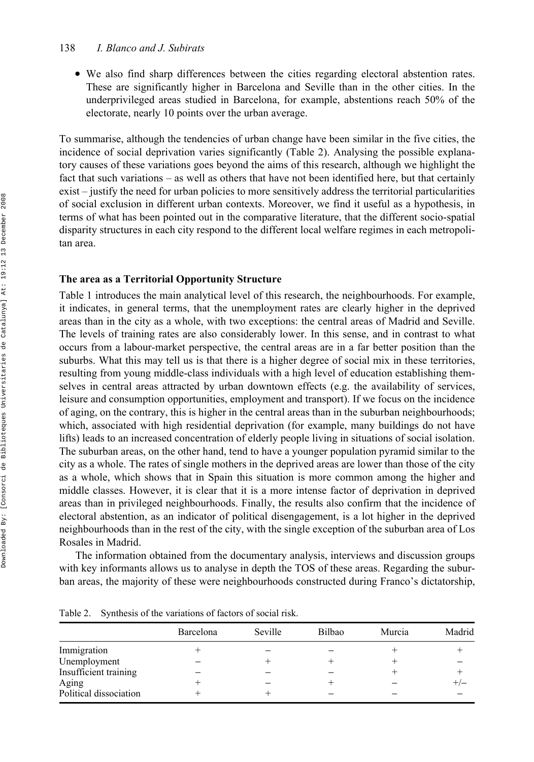- We also find sharp differences between the cities regarding electoral abstention rates. These are significantly higher in Barcelona and Seville than in the other cities. In the underprivileged areas studied in Barcelona, for example, abstentions reach 50% of the electorate, nearly 10 points over the urban average.

To summarise, although the tendencies of urban change have been similar in the five cities, the incidence of social deprivation varies significantly (Table 2). Analysing the possible explanatory causes of these variations goes beyond the aims of this research, although we highlight the fact that such variations – as well as others that have not been identified here, but that certainly exist – justify the need for urban policies to more sensitively address the territorial particularities of social exclusion in different urban contexts. Moreover, we find it useful as a hypothesis, in terms of what has been pointed out in the comparative literature, that the different socio-spatial disparity structures in each city respond to the different local welfare regimes in each metropolitan area.

## The area as a Territorial Opportunity Structure

Table 1 introduces the main analytical level of this research, the neighbourhoods. For example, it indicates, in general terms, that the unemployment rates are clearly higher in the deprived areas than in the city as a whole, with two exceptions: the central areas of Madrid and Seville. The levels of training rates are also considerably lower. In this sense, and in contrast to what occurs from a labour-market perspective, the central areas are in a far better position than the suburbs. What this may tell us is that there is a higher degree of social mix in these territories, resulting from young middle-class individuals with a high level of education establishing themselves in central areas attracted by urban downtown effects (e.g. the availability of services, leisure and consumption opportunities, employment and transport). If we focus on the incidence of aging, on the contrary, this is higher in the central areas than in the suburban neighbourhoods; which, associated with high residential deprivation (for example, many buildings do not have lifts) leads to an increased concentration of elderly people living in situations of social isolation. The suburban areas, on the other hand, tend to have a younger population pyramid similar to the city as a whole. The rates of single mothers in the deprived areas are lower than those of the city as a whole, which shows that in Spain this situation is more common among the higher and middle classes. However, it is clear that it is a more intense factor of deprivation in deprived areas than in privileged neighbourhoods. Finally, the results also confirm that the incidence of electoral abstention, as an indicator of political disengagement, is a lot higher in the deprived neighbourhoods than in the rest of the city, with the single exception of the suburban area of Los Rosales in Madrid.

The information obtained from the documentary analysis, interviews and discussion groups with key informants allows us to analyse in depth the TOS of these areas. Regarding the suburban areas, the majority of these were neighbourhoods constructed during Franco's dictatorship,

Table 2. Synthesis of the variations of factors of social risk.

| | Barcelona | Seville | Bilbao | Murcia | Madrid |
|---|---|---|---|---|---|
| Immigration | + | – | – | + | + |
| Unemployment | – | + | + | + | – |
| Insufficient training | – | – | – | + | + |
| Aging | + | – | + | – | +/– |
| Political dissociation | + | + | – | – | – |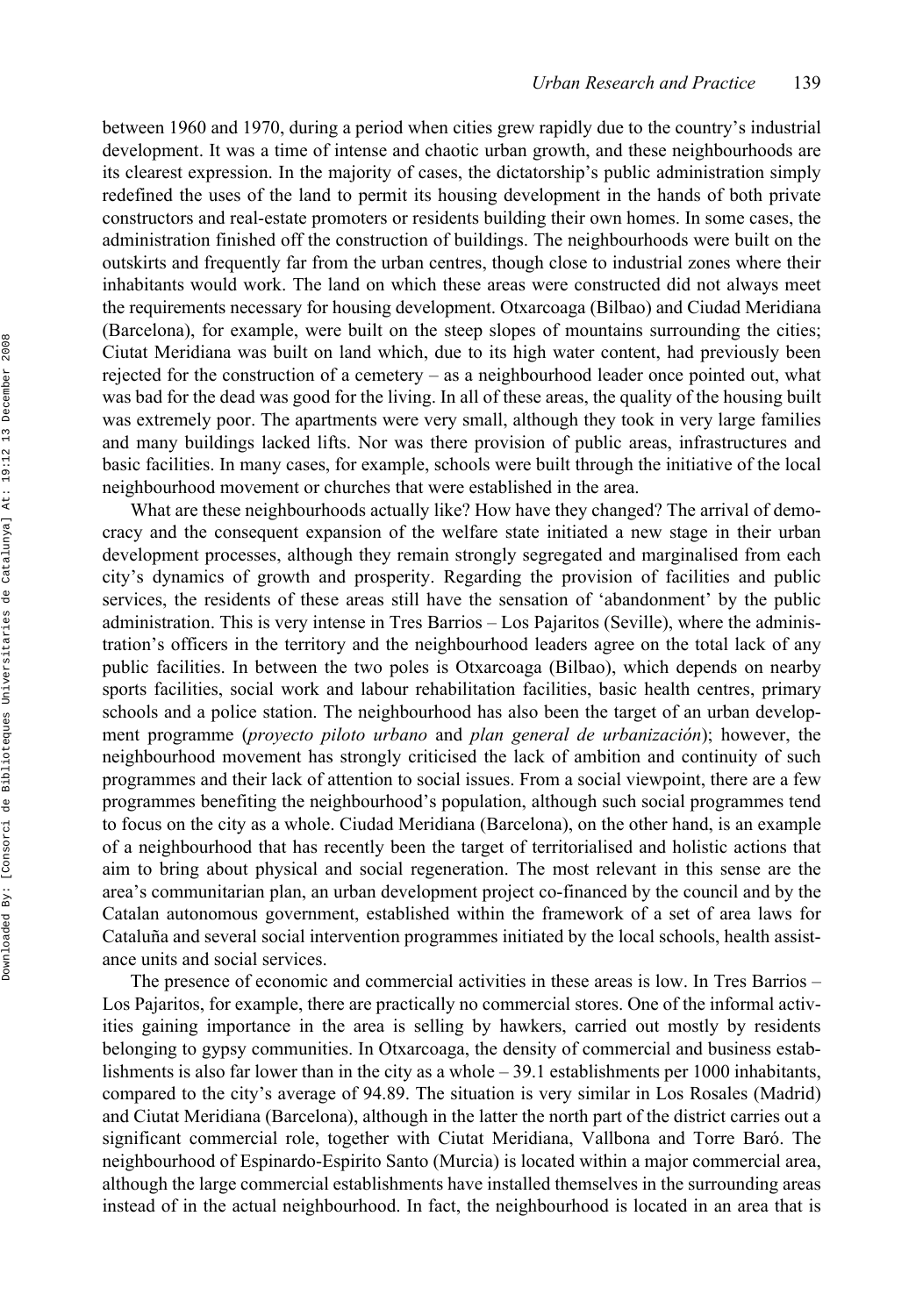between 1960 and 1970, during a period when cities grew rapidly due to the country's industrial development. It was a time of intense and chaotic urban growth, and these neighbourhoods are its clearest expression. In the majority of cases, the dictatorship's public administration simply redefined the uses of the land to permit its housing development in the hands of both private constructors and real-estate promoters or residents building their own homes. In some cases, the administration finished off the construction of buildings. The neighbourhoods were built on the outskirts and frequently far from the urban centres, though close to industrial zones where their inhabitants would work. The land on which these areas were constructed did not always meet the requirements necessary for housing development. Otxarcoaga (Bilbao) and Ciudad Meridiana (Barcelona), for example, were built on the steep slopes of mountains surrounding the cities; Ciutat Meridiana was built on land which, due to its high water content, had previously been rejected for the construction of a cemetery – as a neighbourhood leader once pointed out, what was bad for the dead was good for the living. In all of these areas, the quality of the housing built was extremely poor. The apartments were very small, although they took in very large families and many buildings lacked lifts. Nor was there provision of public areas, infrastructures and basic facilities. In many cases, for example, schools were built through the initiative of the local neighbourhood movement or churches that were established in the area.

What are these neighbourhoods actually like? How have they changed? The arrival of democracy and the consequent expansion of the welfare state initiated a new stage in their urban development processes, although they remain strongly segregated and marginalised from each city's dynamics of growth and prosperity. Regarding the provision of facilities and public services, the residents of these areas still have the sensation of 'abandonment' by the public administration. This is very intense in Tres Barrios – Los Pajaritos (Seville), where the administration's officers in the territory and the neighbourhood leaders agree on the total lack of any public facilities. In between the two poles is Otxarcoaga (Bilbao), which depends on nearby sports facilities, social work and labour rehabilitation facilities, basic health centres, primary schools and a police station. The neighbourhood has also been the target of an urban development programme (*proyecto piloto urbano* and *plan general de urbanización*); however, the neighbourhood movement has strongly criticised the lack of ambition and continuity of such programmes and their lack of attention to social issues. From a social viewpoint, there are a few programmes benefiting the neighbourhood's population, although such social programmes tend to focus on the city as a whole. Ciudad Meridiana (Barcelona), on the other hand, is an example of a neighbourhood that has recently been the target of territorialised and holistic actions that aim to bring about physical and social regeneration. The most relevant in this sense are the area's communitarian plan, an urban development project co-financed by the council and by the Catalan autonomous government, established within the framework of a set of area laws for Cataluña and several social intervention programmes initiated by the local schools, health assistance units and social services.

The presence of economic and commercial activities in these areas is low. In Tres Barrios – Los Pajaritos, for example, there are practically no commercial stores. One of the informal activities gaining importance in the area is selling by hawkers, carried out mostly by residents belonging to gypsy communities. In Otxarcoaga, the density of commercial and business establishments is also far lower than in the city as a whole – 39.1 establishments per 1000 inhabitants, compared to the city's average of 94.89. The situation is very similar in Los Rosales (Madrid) and Ciutat Meridiana (Barcelona), although in the latter the north part of the district carries out a significant commercial role, together with Ciutat Meridiana, Vallbona and Torre Baró. The neighbourhood of Espinardo-Espirito Santo (Murcia) is located within a major commercial area, although the large commercial establishments have installed themselves in the surrounding areas instead of in the actual neighbourhood. In fact, the neighbourhood is located in an area that is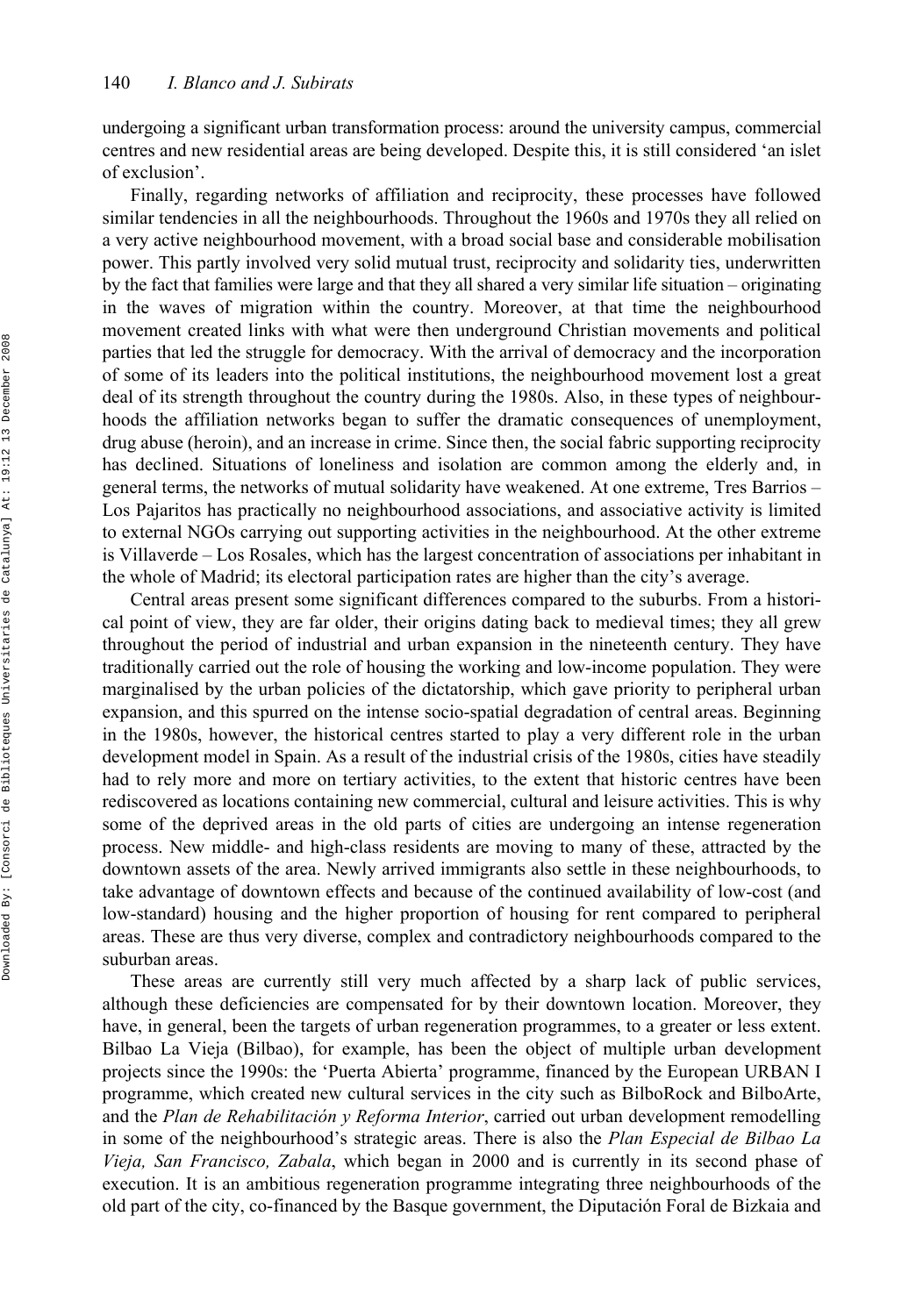undergoing a significant urban transformation process: around the university campus, commercial centres and new residential areas are being developed. Despite this, it is still considered 'an islet of exclusion'.

Finally, regarding networks of affiliation and reciprocity, these processes have followed similar tendencies in all the neighbourhoods. Throughout the 1960s and 1970s they all relied on a very active neighbourhood movement, with a broad social base and considerable mobilisation power. This partly involved very solid mutual trust, reciprocity and solidarity ties, underwritten by the fact that families were large and that they all shared a very similar life situation – originating in the waves of migration within the country. Moreover, at that time the neighbourhood movement created links with what were then underground Christian movements and political parties that led the struggle for democracy. With the arrival of democracy and the incorporation of some of its leaders into the political institutions, the neighbourhood movement lost a great deal of its strength throughout the country during the 1980s. Also, in these types of neighbourhoods the affiliation networks began to suffer the dramatic consequences of unemployment, drug abuse (heroin), and an increase in crime. Since then, the social fabric supporting reciprocity has declined. Situations of loneliness and isolation are common among the elderly and, in general terms, the networks of mutual solidarity have weakened. At one extreme, Tres Barrios – Los Pajaritos has practically no neighbourhood associations, and associative activity is limited to external NGOs carrying out supporting activities in the neighbourhood. At the other extreme is Villaverde – Los Rosales, which has the largest concentration of associations per inhabitant in the whole of Madrid; its electoral participation rates are higher than the city's average.

Central areas present some significant differences compared to the suburbs. From a historical point of view, they are far older, their origins dating back to medieval times; they all grew throughout the period of industrial and urban expansion in the nineteenth century. They have traditionally carried out the role of housing the working and low-income population. They were marginalised by the urban policies of the dictatorship, which gave priority to peripheral urban expansion, and this spurred on the intense socio-spatial degradation of central areas. Beginning in the 1980s, however, the historical centres started to play a very different role in the urban development model in Spain. As a result of the industrial crisis of the 1980s, cities have steadily had to rely more and more on tertiary activities, to the extent that historic centres have been rediscovered as locations containing new commercial, cultural and leisure activities. This is why some of the deprived areas in the old parts of cities are undergoing an intense regeneration process. New middle- and high-class residents are moving to many of these, attracted by the downtown assets of the area. Newly arrived immigrants also settle in these neighbourhoods, to take advantage of downtown effects and because of the continued availability of low-cost (and low-standard) housing and the higher proportion of housing for rent compared to peripheral areas. These are thus very diverse, complex and contradictory neighbourhoods compared to the suburban areas.

These areas are currently still very much affected by a sharp lack of public services, although these deficiencies are compensated for by their downtown location. Moreover, they have, in general, been the targets of urban regeneration programmes, to a greater or less extent. Bilbao La Vieja (Bilbao), for example, has been the object of multiple urban development projects since the 1990s: the 'Puerta Abierta' programme, financed by the European URBAN I programme, which created new cultural services in the city such as BilboRock and BilboArte, and the *Plan de Rehabilitación y Reforma Interior*, carried out urban development remodelling in some of the neighbourhood's strategic areas. There is also the *Plan Especial de Bilbao La Vieja, San Francisco, Zabala*, which began in 2000 and is currently in its second phase of execution. It is an ambitious regeneration programme integrating three neighbourhoods of the old part of the city, co-financed by the Basque government, the Diputación Foral de Bizkaia and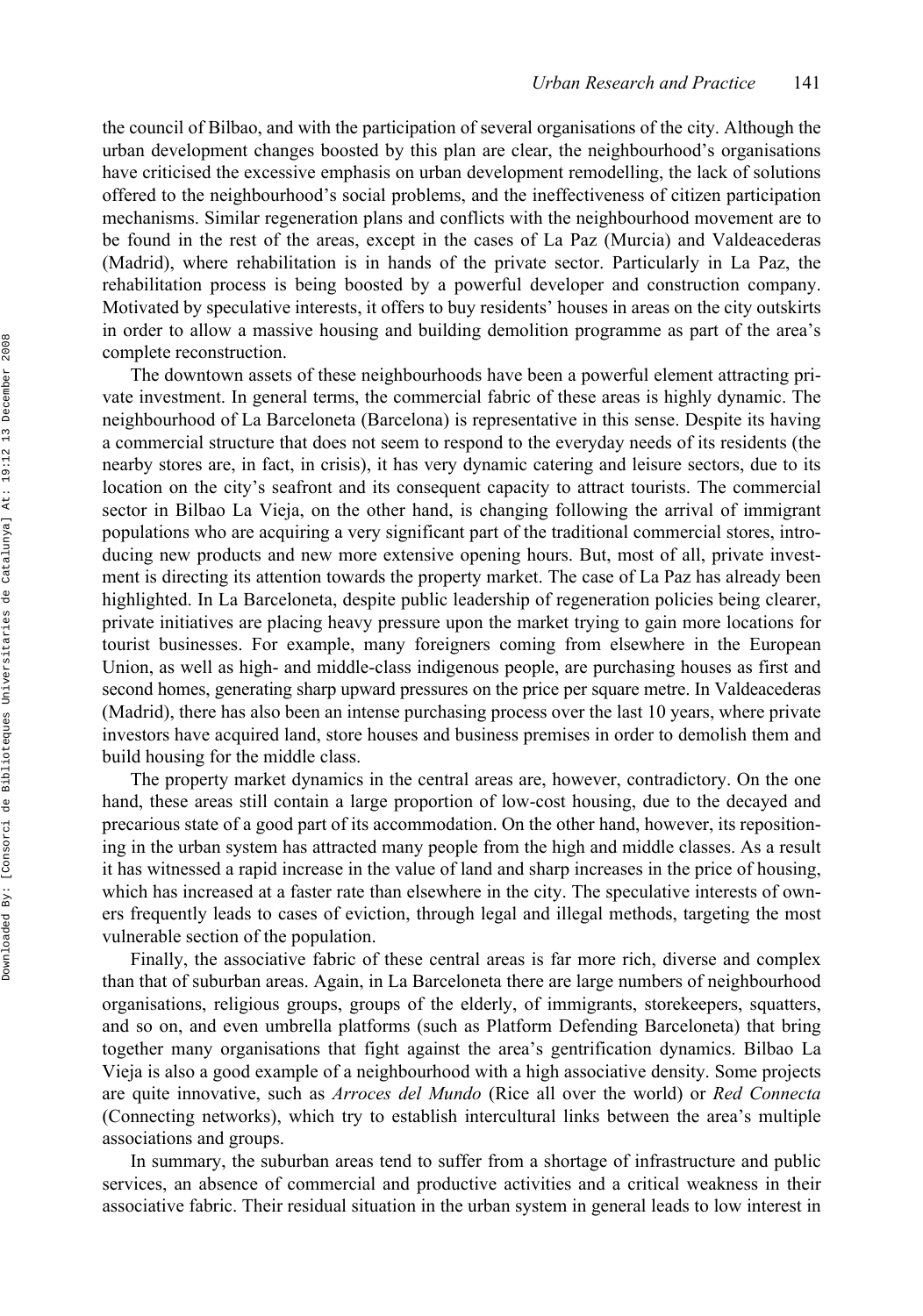the council of Bilbao, and with the participation of several organisations of the city. Although the urban development changes boosted by this plan are clear, the neighbourhood's organisations have criticised the excessive emphasis on urban development remodelling, the lack of solutions offered to the neighbourhood's social problems, and the ineffectiveness of citizen participation mechanisms. Similar regeneration plans and conflicts with the neighbourhood movement are to be found in the rest of the areas, except in the cases of La Paz (Murcia) and Valdeacederas (Madrid), where rehabilitation is in hands of the private sector. Particularly in La Paz, the rehabilitation process is being boosted by a powerful developer and construction company. Motivated by speculative interests, it offers to buy residents' houses in areas on the city outskirts in order to allow a massive housing and building demolition programme as part of the area's complete reconstruction.

The downtown assets of these neighbourhoods have been a powerful element attracting private investment. In general terms, the commercial fabric of these areas is highly dynamic. The neighbourhood of La Barceloneta (Barcelona) is representative in this sense. Despite its having a commercial structure that does not seem to respond to the everyday needs of its residents (the nearby stores are, in fact, in crisis), it has very dynamic catering and leisure sectors, due to its location on the city's seafront and its consequent capacity to attract tourists. The commercial sector in Bilbao La Vieja, on the other hand, is changing following the arrival of immigrant populations who are acquiring a very significant part of the traditional commercial stores, introducing new products and new more extensive opening hours. But, most of all, private investment is directing its attention towards the property market. The case of La Paz has already been highlighted. In La Barceloneta, despite public leadership of regeneration policies being clearer, private initiatives are placing heavy pressure upon the market trying to gain more locations for tourist businesses. For example, many foreigners coming from elsewhere in the European Union, as well as high- and middle-class indigenous people, are purchasing houses as first and second homes, generating sharp upward pressures on the price per square metre. In Valdeacederas (Madrid), there has also been an intense purchasing process over the last 10 years, where private investors have acquired land, store houses and business premises in order to demolish them and build housing for the middle class.

The property market dynamics in the central areas are, however, contradictory. On the one hand, these areas still contain a large proportion of low-cost housing, due to the decayed and precarious state of a good part of its accommodation. On the other hand, however, its repositioning in the urban system has attracted many people from the high and middle classes. As a result it has witnessed a rapid increase in the value of land and sharp increases in the price of housing, which has increased at a faster rate than elsewhere in the city. The speculative interests of owners frequently leads to cases of eviction, through legal and illegal methods, targeting the most vulnerable section of the population.

Finally, the associative fabric of these central areas is far more rich, diverse and complex than that of suburban areas. Again, in La Barceloneta there are large numbers of neighbourhood organisations, religious groups, groups of the elderly, of immigrants, storekeepers, squatters, and so on, and even umbrella platforms (such as Platform Defending Barceloneta) that bring together many organisations that fight against the area's gentrification dynamics. Bilbao La Vieja is also a good example of a neighbourhood with a high associative density. Some projects are quite innovative, such as *Arroces del Mundo* (Rice all over the world) or *Red Connecta* (Connecting networks), which try to establish intercultural links between the area's multiple associations and groups.

In summary, the suburban areas tend to suffer from a shortage of infrastructure and public services, an absence of commercial and productive activities and a critical weakness in their associative fabric. Their residual situation in the urban system in general leads to low interest in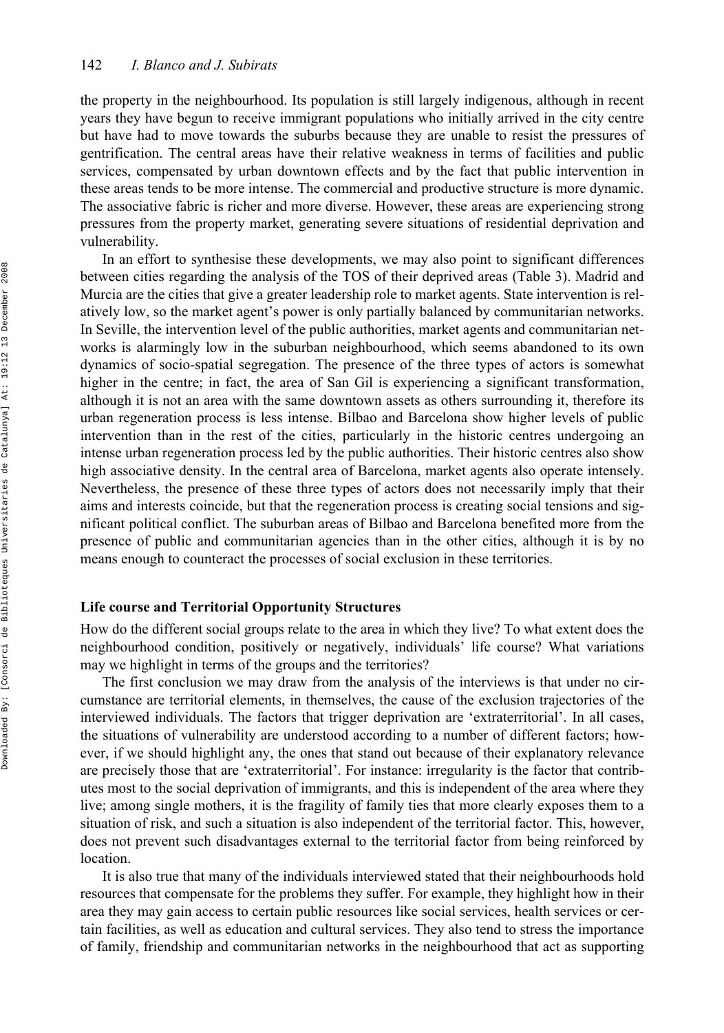the property in the neighbourhood. Its population is still largely indigenous, although in recent years they have begun to receive immigrant populations who initially arrived in the city centre but have had to move towards the suburbs because they are unable to resist the pressures of gentrification. The central areas have their relative weakness in terms of facilities and public services, compensated by urban downtown effects and by the fact that public intervention in these areas tends to be more intense. The commercial and productive structure is more dynamic. The associative fabric is richer and more diverse. However, these areas are experiencing strong pressures from the property market, generating severe situations of residential deprivation and vulnerability.

In an effort to synthesise these developments, we may also point to significant differences between cities regarding the analysis of the TOS of their deprived areas (Table 3). Madrid and Murcia are the cities that give a greater leadership role to market agents. State intervention is relatively low, so the market agent's power is only partially balanced by communitarian networks. In Seville, the intervention level of the public authorities, market agents and communitarian networks is alarmingly low in the suburban neighbourhood, which seems abandoned to its own dynamics of socio-spatial segregation. The presence of the three types of actors is somewhat higher in the centre; in fact, the area of San Gil is experiencing a significant transformation, although it is not an area with the same downtown assets as others surrounding it, therefore its urban regeneration process is less intense. Bilbao and Barcelona show higher levels of public intervention than in the rest of the cities, particularly in the historic centres undergoing an intense urban regeneration process led by the public authorities. Their historic centres also show high associative density. In the central area of Barcelona, market agents also operate intensely. Nevertheless, the presence of these three types of actors does not necessarily imply that their aims and interests coincide, but that the regeneration process is creating social tensions and significant political conflict. The suburban areas of Bilbao and Barcelona benefited more from the presence of public and communitarian agencies than in the other cities, although it is by no means enough to counteract the processes of social exclusion in these territories.

## Life course and Territorial Opportunity Structures

How do the different social groups relate to the area in which they live? To what extent does the neighbourhood condition, positively or negatively, individuals' life course? What variations may we highlight in terms of the groups and the territories?

The first conclusion we may draw from the analysis of the interviews is that under no circumstance are territorial elements, in themselves, the cause of the exclusion trajectories of the interviewed individuals. The factors that trigger deprivation are 'extraterritorial'. In all cases, the situations of vulnerability are understood according to a number of different factors; however, if we should highlight any, the ones that stand out because of their explanatory relevance are precisely those that are 'extraterritorial'. For instance: irregularity is the factor that contributes most to the social deprivation of immigrants, and this is independent of the area where they live; among single mothers, it is the fragility of family ties that more clearly exposes them to a situation of risk, and such a situation is also independent of the territorial factor. This, however, does not prevent such disadvantages external to the territorial factor from being reinforced by location.

It is also true that many of the individuals interviewed stated that their neighbourhoods hold resources that compensate for the problems they suffer. For example, they highlight how in their area they may gain access to certain public resources like social services, health services or certain facilities, as well as education and cultural services. They also tend to stress the importance of family, friendship and communitarian networks in the neighbourhood that act as supporting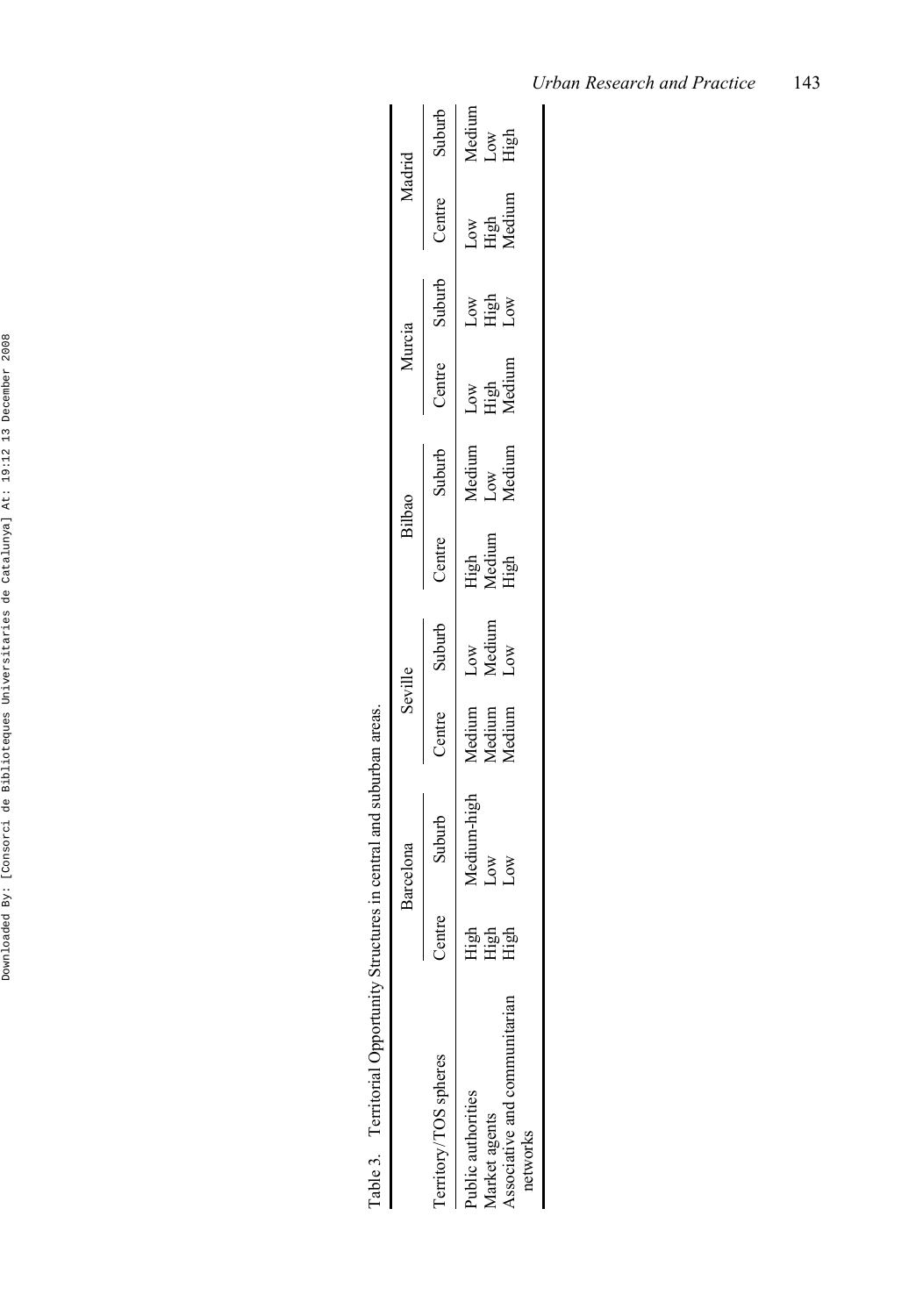Table 3. Territorial Opportunity Structures in central and suburban areas.

| Territory/TOS spheres | Barcelona | | Seville | | Bilbao | | Murcia | | Madrid | |
|---|---|---|---|---|---|---|---|---|---|---|
| | Centre | Suburb | Centre | Suburb | Centre | Suburb | Centre | Suburb | Centre | Suburb |
| Public authorities | High | Medium-high | Medium | Low | High | Medium | Low | Low | Low | Medium |
| Market agents | High | Low | Medium | Medium | Medium | Low | High | High | High | Low |
| Associative and communitarian networks | High | Low | Medium | Low | High | Medium | Medium | Low | Medium | High |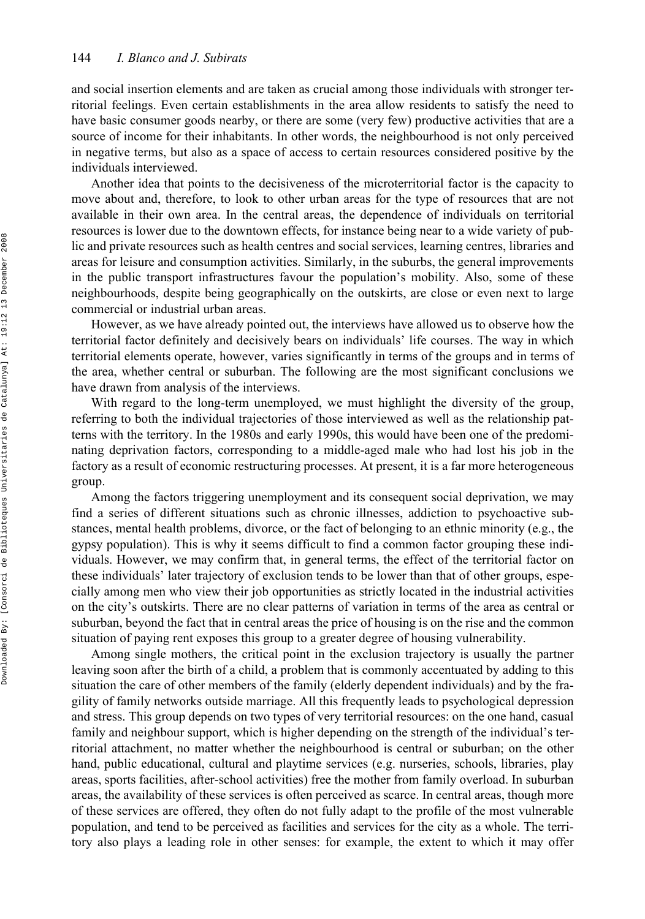and social insertion elements and are taken as crucial among those individuals with stronger territorial feelings. Even certain establishments in the area allow residents to satisfy the need to have basic consumer goods nearby, or there are some (very few) productive activities that are a source of income for their inhabitants. In other words, the neighbourhood is not only perceived in negative terms, but also as a space of access to certain resources considered positive by the individuals interviewed.

Another idea that points to the decisiveness of the microterritorial factor is the capacity to move about and, therefore, to look to other urban areas for the type of resources that are not available in their own area. In the central areas, the dependence of individuals on territorial resources is lower due to the downtown effects, for instance being near to a wide variety of public and private resources such as health centres and social services, learning centres, libraries and areas for leisure and consumption activities. Similarly, in the suburbs, the general improvements in the public transport infrastructures favour the population's mobility. Also, some of these neighbourhoods, despite being geographically on the outskirts, are close or even next to large commercial or industrial urban areas.

However, as we have already pointed out, the interviews have allowed us to observe how the territorial factor definitely and decisively bears on individuals' life courses. The way in which territorial elements operate, however, varies significantly in terms of the groups and in terms of the area, whether central or suburban. The following are the most significant conclusions we have drawn from analysis of the interviews.

With regard to the long-term unemployed, we must highlight the diversity of the group, referring to both the individual trajectories of those interviewed as well as the relationship patterns with the territory. In the 1980s and early 1990s, this would have been one of the predominating deprivation factors, corresponding to a middle-aged male who had lost his job in the factory as a result of economic restructuring processes. At present, it is a far more heterogeneous group.

Among the factors triggering unemployment and its consequent social deprivation, we may find a series of different situations such as chronic illnesses, addiction to psychoactive substances, mental health problems, divorce, or the fact of belonging to an ethnic minority (e.g., the gypsy population). This is why it seems difficult to find a common factor grouping these individuals. However, we may confirm that, in general terms, the effect of the territorial factor on these individuals' later trajectory of exclusion tends to be lower than that of other groups, especially among men who view their job opportunities as strictly located in the industrial activities on the city's outskirts. There are no clear patterns of variation in terms of the area as central or suburban, beyond the fact that in central areas the price of housing is on the rise and the common situation of paying rent exposes this group to a greater degree of housing vulnerability.

Among single mothers, the critical point in the exclusion trajectory is usually the partner leaving soon after the birth of a child, a problem that is commonly accentuated by adding to this situation the care of other members of the family (elderly dependent individuals) and by the fragility of family networks outside marriage. All this frequently leads to psychological depression and stress. This group depends on two types of very territorial resources: on the one hand, casual family and neighbour support, which is higher depending on the strength of the individual's territorial attachment, no matter whether the neighbourhood is central or suburban; on the other hand, public educational, cultural and playtime services (e.g. nurseries, schools, libraries, play areas, sports facilities, after-school activities) free the mother from family overload. In suburban areas, the availability of these services is often perceived as scarce. In central areas, though more of these services are offered, they often do not fully adapt to the profile of the most vulnerable population, and tend to be perceived as facilities and services for the city as a whole. The territory also plays a leading role in other senses: for example, the extent to which it may offer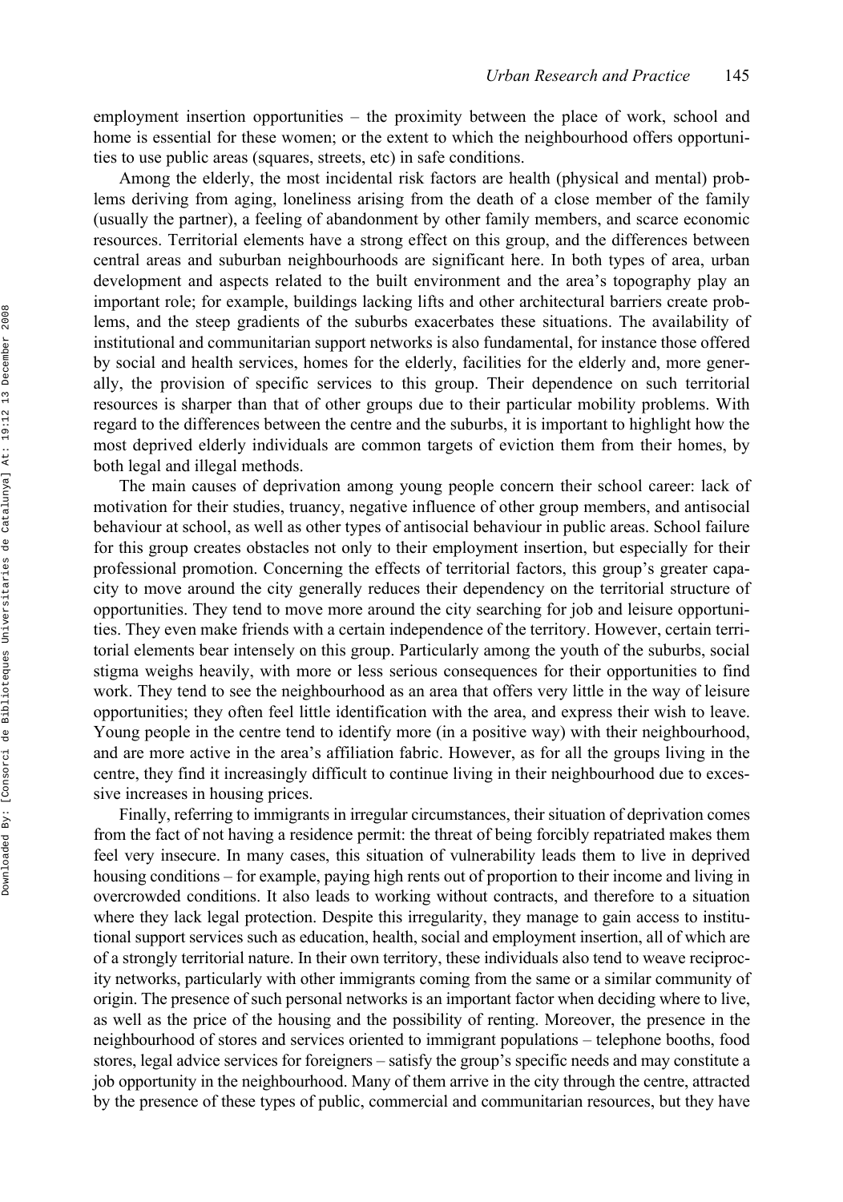employment insertion opportunities – the proximity between the place of work, school and home is essential for these women; or the extent to which the neighbourhood offers opportunities to use public areas (squares, streets, etc) in safe conditions.

Among the elderly, the most incidental risk factors are health (physical and mental) problems deriving from aging, loneliness arising from the death of a close member of the family (usually the partner), a feeling of abandonment by other family members, and scarce economic resources. Territorial elements have a strong effect on this group, and the differences between central areas and suburban neighbourhoods are significant here. In both types of area, urban development and aspects related to the built environment and the area's topography play an important role; for example, buildings lacking lifts and other architectural barriers create problems, and the steep gradients of the suburbs exacerbates these situations. The availability of institutional and communitarian support networks is also fundamental, for instance those offered by social and health services, homes for the elderly, facilities for the elderly and, more generally, the provision of specific services to this group. Their dependence on such territorial resources is sharper than that of other groups due to their particular mobility problems. With regard to the differences between the centre and the suburbs, it is important to highlight how the most deprived elderly individuals are common targets of eviction them from their homes, by both legal and illegal methods.

The main causes of deprivation among young people concern their school career: lack of motivation for their studies, truancy, negative influence of other group members, and antisocial behaviour at school, as well as other types of antisocial behaviour in public areas. School failure for this group creates obstacles not only to their employment insertion, but especially for their professional promotion. Concerning the effects of territorial factors, this group's greater capacity to move around the city generally reduces their dependency on the territorial structure of opportunities. They tend to move more around the city searching for job and leisure opportunities. They even make friends with a certain independence of the territory. However, certain territorial elements bear intensely on this group. Particularly among the youth of the suburbs, social stigma weighs heavily, with more or less serious consequences for their opportunities to find work. They tend to see the neighbourhood as an area that offers very little in the way of leisure opportunities; they often feel little identification with the area, and express their wish to leave. Young people in the centre tend to identify more (in a positive way) with their neighbourhood, and are more active in the area's affiliation fabric. However, as for all the groups living in the centre, they find it increasingly difficult to continue living in their neighbourhood due to excessive increases in housing prices.

Finally, referring to immigrants in irregular circumstances, their situation of deprivation comes from the fact of not having a residence permit: the threat of being forcibly repatriated makes them feel very insecure. In many cases, this situation of vulnerability leads them to live in deprived housing conditions – for example, paying high rents out of proportion to their income and living in overcrowded conditions. It also leads to working without contracts, and therefore to a situation where they lack legal protection. Despite this irregularity, they manage to gain access to institutional support services such as education, health, social and employment insertion, all of which are of a strongly territorial nature. In their own territory, these individuals also tend to weave reciprocity networks, particularly with other immigrants coming from the same or a similar community of origin. The presence of such personal networks is an important factor when deciding where to live, as well as the price of the housing and the possibility of renting. Moreover, the presence in the neighbourhood of stores and services oriented to immigrant populations – telephone booths, food stores, legal advice services for foreigners – satisfy the group's specific needs and may constitute a job opportunity in the neighbourhood. Many of them arrive in the city through the centre, attracted by the presence of these types of public, commercial and communitarian resources, but they have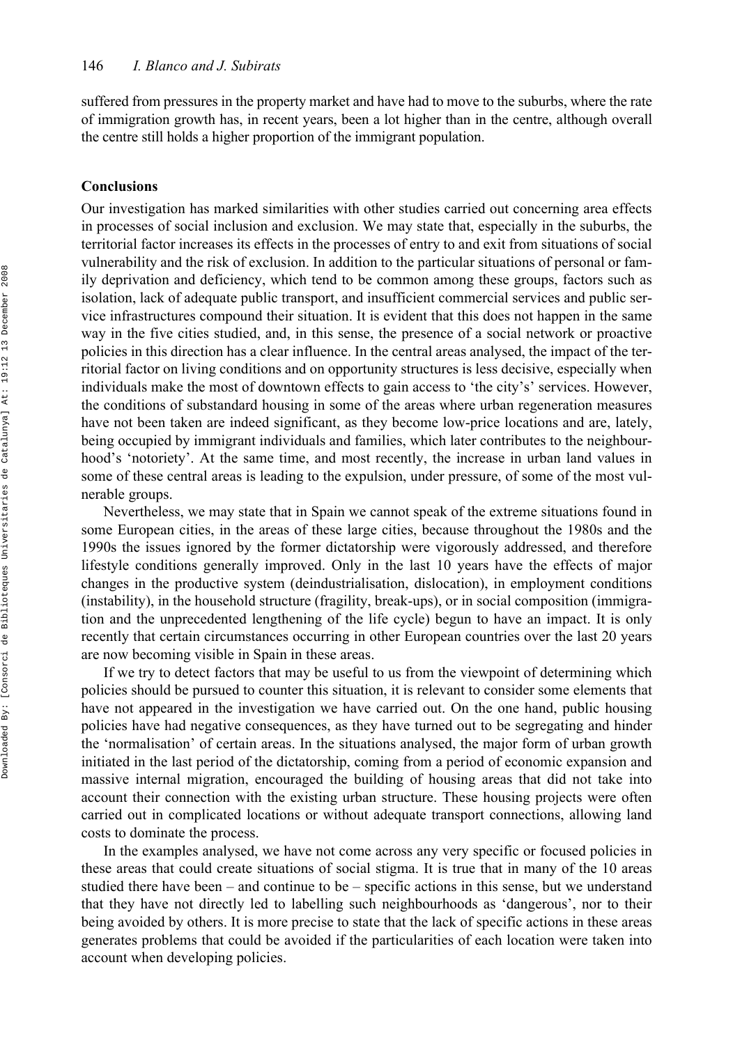suffered from pressures in the property market and have had to move to the suburbs, where the rate of immigration growth has, in recent years, been a lot higher than in the centre, although overall the centre still holds a higher proportion of the immigrant population.

## Conclusions

Our investigation has marked similarities with other studies carried out concerning area effects in processes of social inclusion and exclusion. We may state that, especially in the suburbs, the territorial factor increases its effects in the processes of entry to and exit from situations of social vulnerability and the risk of exclusion. In addition to the particular situations of personal or family deprivation and deficiency, which tend to be common among these groups, factors such as isolation, lack of adequate public transport, and insufficient commercial services and public service infrastructures compound their situation. It is evident that this does not happen in the same way in the five cities studied, and, in this sense, the presence of a social network or proactive policies in this direction has a clear influence. In the central areas analysed, the impact of the territorial factor on living conditions and on opportunity structures is less decisive, especially when individuals make the most of downtown effects to gain access to 'the city's' services. However, the conditions of substandard housing in some of the areas where urban regeneration measures have not been taken are indeed significant, as they become low-price locations and are, lately, being occupied by immigrant individuals and families, which later contributes to the neighbourhood's 'notoriety'. At the same time, and most recently, the increase in urban land values in some of these central areas is leading to the expulsion, under pressure, of some of the most vulnerable groups.

Nevertheless, we may state that in Spain we cannot speak of the extreme situations found in some European cities, in the areas of these large cities, because throughout the 1980s and the 1990s the issues ignored by the former dictatorship were vigorously addressed, and therefore lifestyle conditions generally improved. Only in the last 10 years have the effects of major changes in the productive system (deindustrialisation, dislocation), in employment conditions (instability), in the household structure (fragility, break-ups), or in social composition (immigration and the unprecedented lengthening of the life cycle) begun to have an impact. It is only recently that certain circumstances occurring in other European countries over the last 20 years are now becoming visible in Spain in these areas.

If we try to detect factors that may be useful to us from the viewpoint of determining which policies should be pursued to counter this situation, it is relevant to consider some elements that have not appeared in the investigation we have carried out. On the one hand, public housing policies have had negative consequences, as they have turned out to be segregating and hinder the 'normalisation' of certain areas. In the situations analysed, the major form of urban growth initiated in the last period of the dictatorship, coming from a period of economic expansion and massive internal migration, encouraged the building of housing areas that did not take into account their connection with the existing urban structure. These housing projects were often carried out in complicated locations or without adequate transport connections, allowing land costs to dominate the process.

In the examples analysed, we have not come across any very specific or focused policies in these areas that could create situations of social stigma. It is true that in many of the 10 areas studied there have been – and continue to be – specific actions in this sense, but we understand that they have not directly led to labelling such neighbourhoods as 'dangerous', nor to their being avoided by others. It is more precise to state that the lack of specific actions in these areas generates problems that could be avoided if the particularities of each location were taken into account when developing policies.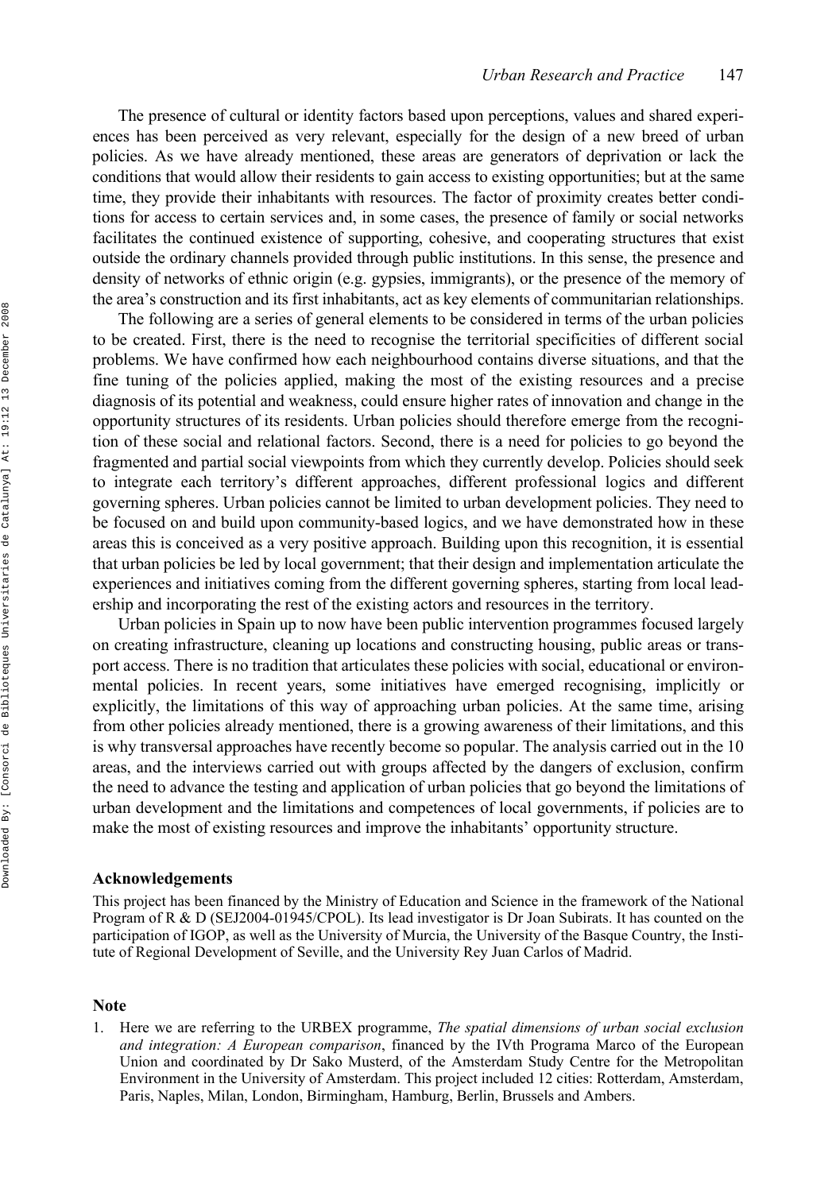The presence of cultural or identity factors based upon perceptions, values and shared experiences has been perceived as very relevant, especially for the design of a new breed of urban policies. As we have already mentioned, these areas are generators of deprivation or lack the conditions that would allow their residents to gain access to existing opportunities; but at the same time, they provide their inhabitants with resources. The factor of proximity creates better conditions for access to certain services and, in some cases, the presence of family or social networks facilitates the continued existence of supporting, cohesive, and cooperating structures that exist outside the ordinary channels provided through public institutions. In this sense, the presence and density of networks of ethnic origin (e.g. gypsies, immigrants), or the presence of the memory of the area's construction and its first inhabitants, act as key elements of communitarian relationships.

The following are a series of general elements to be considered in terms of the urban policies to be created. First, there is the need to recognise the territorial specificities of different social problems. We have confirmed how each neighbourhood contains diverse situations, and that the fine tuning of the policies applied, making the most of the existing resources and a precise diagnosis of its potential and weakness, could ensure higher rates of innovation and change in the opportunity structures of its residents. Urban policies should therefore emerge from the recognition of these social and relational factors. Second, there is a need for policies to go beyond the fragmented and partial social viewpoints from which they currently develop. Policies should seek to integrate each territory's different approaches, different professional logics and different governing spheres. Urban policies cannot be limited to urban development policies. They need to be focused on and build upon community-based logics, and we have demonstrated how in these areas this is conceived as a very positive approach. Building upon this recognition, it is essential that urban policies be led by local government; that their design and implementation articulate the experiences and initiatives coming from the different governing spheres, starting from local leadership and incorporating the rest of the existing actors and resources in the territory.

Urban policies in Spain up to now have been public intervention programmes focused largely on creating infrastructure, cleaning up locations and constructing housing, public areas or transport access. There is no tradition that articulates these policies with social, educational or environmental policies. In recent years, some initiatives have emerged recognising, implicitly or explicitly, the limitations of this way of approaching urban policies. At the same time, arising from other policies already mentioned, there is a growing awareness of their limitations, and this is why transversal approaches have recently become so popular. The analysis carried out in the 10 areas, and the interviews carried out with groups affected by the dangers of exclusion, confirm the need to advance the testing and application of urban policies that go beyond the limitations of urban development and the limitations and competences of local governments, if policies are to make the most of existing resources and improve the inhabitants' opportunity structure.

## Acknowledgements

This project has been financed by the Ministry of Education and Science in the framework of the National Program of R & D (SEJ2004-01945/CPOL). Its lead investigator is Dr Joan Subirats. It has counted on the participation of IGOP, as well as the University of Murcia, the University of the Basque Country, the Institute of Regional Development of Seville, and the University Rey Juan Carlos of Madrid.

## Note

1. Here we are referring to the URBEX programme, *The spatial dimensions of urban social exclusion and integration: A European comparison*, financed by the IVth Programa Marco of the European Union and coordinated by Dr Sako Musterd, of the Amsterdam Study Centre for the Metropolitan Environment in the University of Amsterdam. This project included 12 cities: Rotterdam, Amsterdam, Paris, Naples, Milan, London, Birmingham, Hamburg, Berlin, Brussels and Ambers.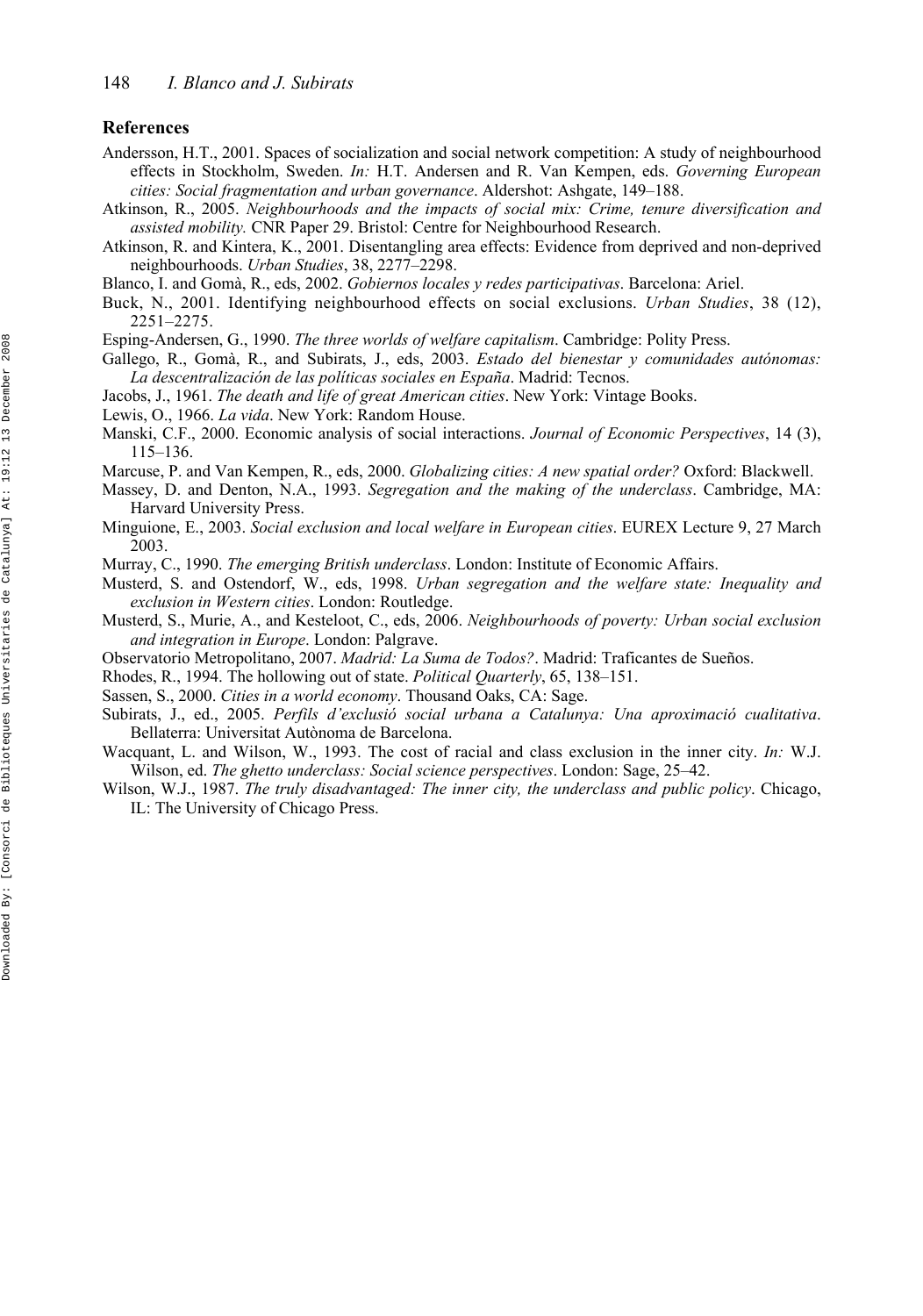## References

Andersson, H.T., 2001. Spaces of socialization and social network competition: A study of neighbourhood effects in Stockholm, Sweden. *In:* H.T. Andersen and R. Van Kempen, eds. *Governing European cities: Social fragmentation and urban governance*. Aldershot: Ashgate, 149–188.

Atkinson, R., 2005. *Neighbourhoods and the impacts of social mix: Crime, tenure diversification and assisted mobility.* CNR Paper 29. Bristol: Centre for Neighbourhood Research.

Atkinson, R. and Kintera, K., 2001. Disentangling area effects: Evidence from deprived and non-deprived neighbourhoods. *Urban Studies*, 38, 2277–2298.

Blanco, I. and Gomà, R., eds, 2002. *Gobiernos locales y redes participativas*. Barcelona: Ariel.

Buck, N., 2001. Identifying neighbourhood effects on social exclusions. *Urban Studies*, 38 (12), 2251–2275.

Esping-Andersen, G., 1990. *The three worlds of welfare capitalism*. Cambridge: Polity Press.

Gallego, R., Gomà, R., and Subirats, J., eds, 2003. *Estado del bienestar y comunidades autónomas: La descentralización de las políticas sociales en España*. Madrid: Tecnos.

Jacobs, J., 1961. *The death and life of great American cities*. New York: Vintage Books.

Lewis, O., 1966. *La vida*. New York: Random House.

Manski, C.F., 2000. Economic analysis of social interactions. *Journal of Economic Perspectives*, 14 (3), 115–136.

Marcuse, P. and Van Kempen, R., eds, 2000. *Globalizing cities: A new spatial order?* Oxford: Blackwell.

Massey, D. and Denton, N.A., 1993. *Segregation and the making of the underclass*. Cambridge, MA: Harvard University Press.

Minguione, E., 2003. *Social exclusion and local welfare in European cities*. EUREX Lecture 9, 27 March 2003.

Murray, C., 1990. *The emerging British underclass*. London: Institute of Economic Affairs.

Musterd, S. and Ostendorf, W., eds, 1998. *Urban segregation and the welfare state: Inequality and exclusion in Western cities*. London: Routledge.

Musterd, S., Murie, A., and Kesteloot, C., eds, 2006. *Neighbourhoods of poverty: Urban social exclusion and integration in Europe*. London: Palgrave.

Observatorio Metropolitano, 2007. *Madrid: La Suma de Todos?*. Madrid: Traficantes de Sueños.

Rhodes, R., 1994. The hollowing out of state. *Political Quarterly*, 65, 138–151.

Sassen, S., 2000. *Cities in a world economy*. Thousand Oaks, CA: Sage.

Subirats, J., ed., 2005. *Perfils d'exclusió social urbana a Catalunya: Una aproximació cualitativa*. Bellaterra: Universitat Autònoma de Barcelona.

Wacquant, L. and Wilson, W., 1993. The cost of racial and class exclusion in the inner city. *In:* W.J. Wilson, ed. *The ghetto underclass: Social science perspectives*. London: Sage, 25–42.

Wilson, W.J., 1987. *The truly disadvantaged: The inner city, the underclass and public policy*. Chicago, IL: The University of Chicago Press.